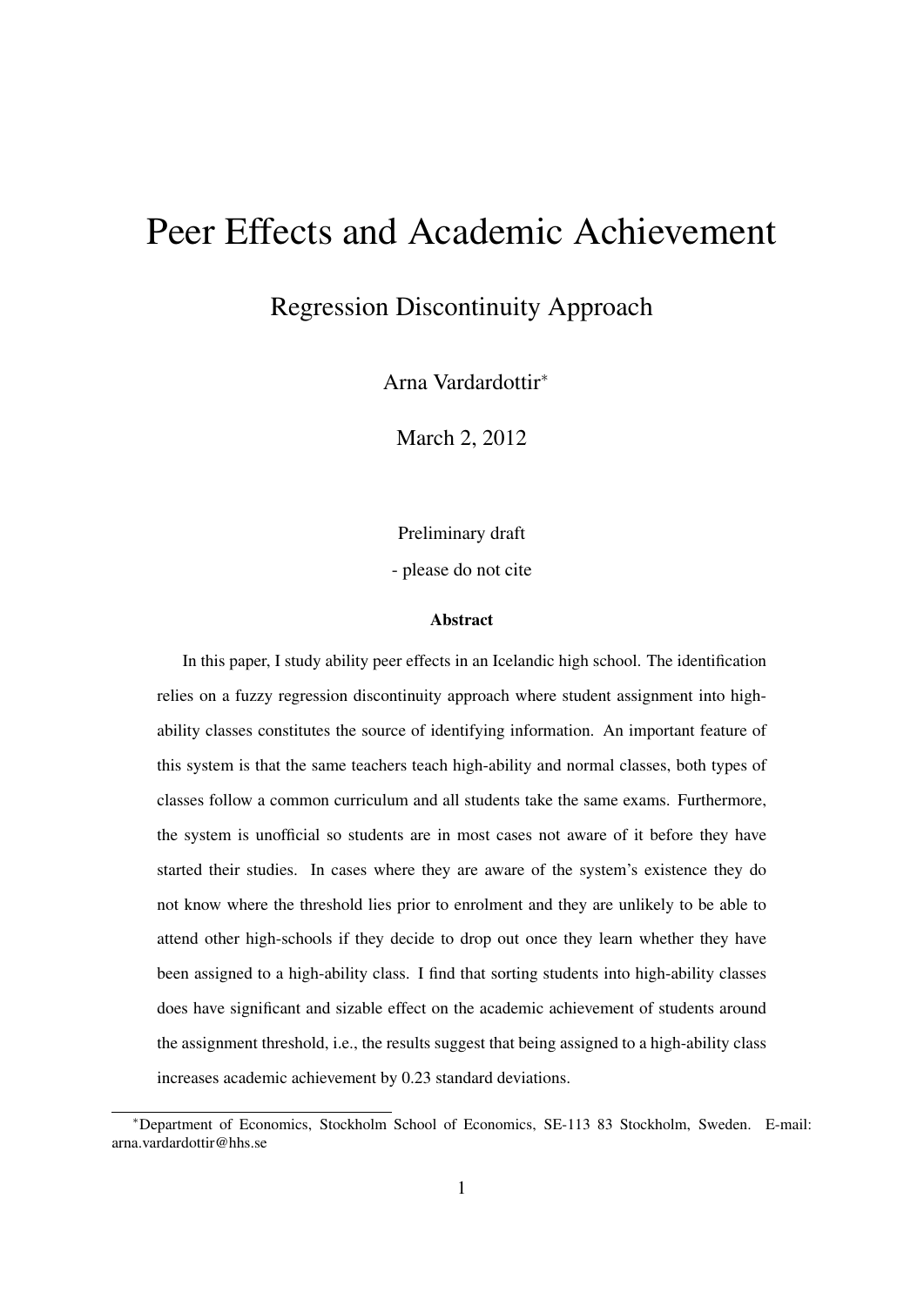# Peer Effects and Academic Achievement

## Regression Discontinuity Approach

Arna Vardardottir[*]

March 2, 2012

Preliminary draft

- please do not cite

**Abstract**

In this paper, I study ability peer effects in an Icelandic high school. The identification relies on a fuzzy regression discontinuity approach where student assignment into high-ability classes constitutes the source of identifying information. An important feature of this system is that the same teachers teach high-ability and normal classes, both types of classes follow a common curriculum and all students take the same exams. Furthermore, the system is unofficial so students are in most cases not aware of it before they have started their studies. In cases where they are aware of the system's existence they do not know where the threshold lies prior to enrolment and they are unlikely to be able to attend other high-schools if they decide to drop out once they learn whether they have been assigned to a high-ability class. I find that sorting students into high-ability classes does have significant and sizable effect on the academic achievement of students around the assignment threshold, i.e., the results suggest that being assigned to a high-ability class increases academic achievement by 0.23 standard deviations.

---

[*] Department of Economics, Stockholm School of Economics, SE-113 83 Stockholm, Sweden. E-mail: arna.vardardottir@hhs.se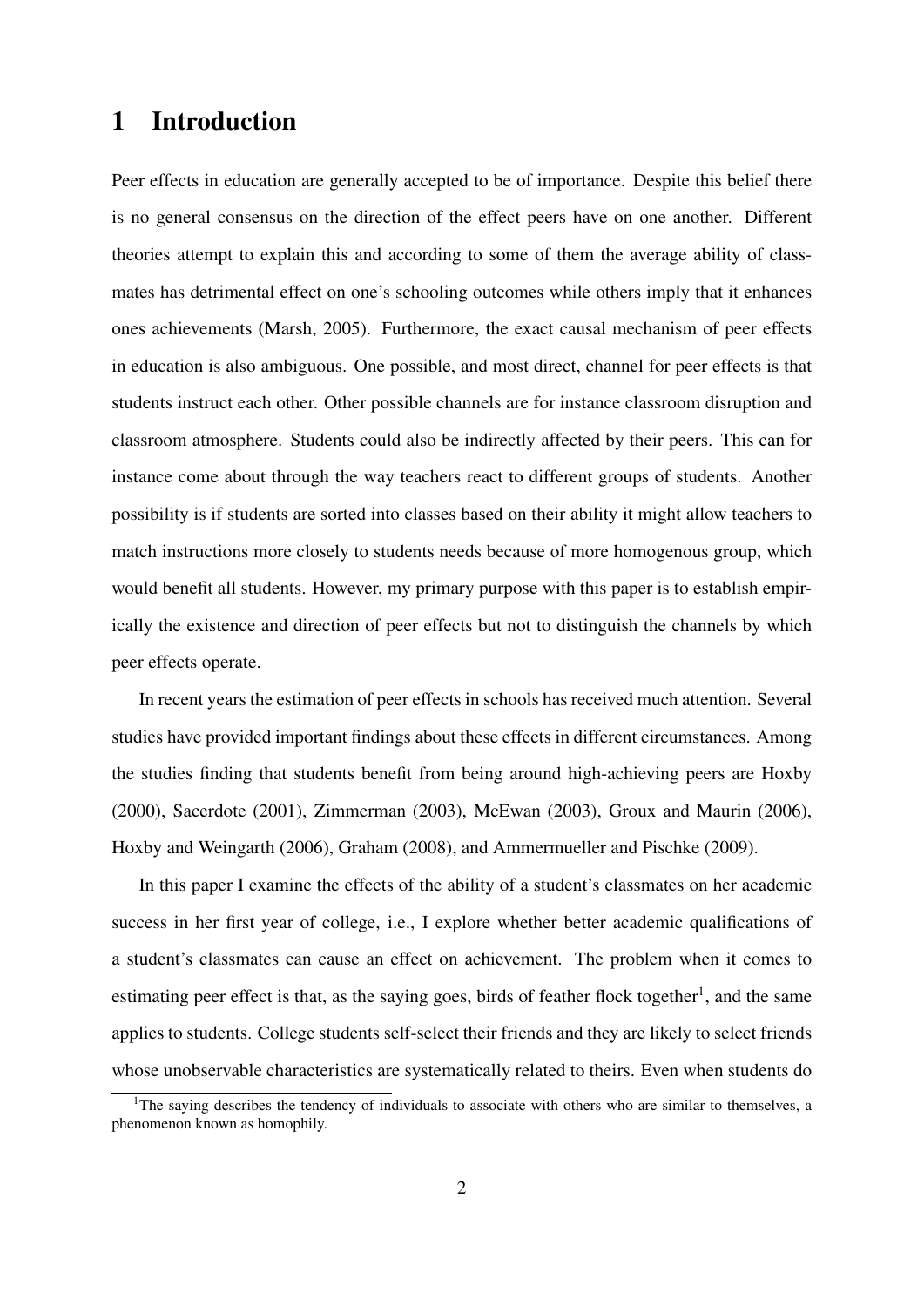# 1 Introduction

Peer effects in education are generally accepted to be of importance. Despite this belief there is no general consensus on the direction of the effect peers have on one another. Different theories attempt to explain this and according to some of them the average ability of classmates has detrimental effect on one's schooling outcomes while others imply that it enhances ones achievements (Marsh, 2005). Furthermore, the exact causal mechanism of peer effects in education is also ambiguous. One possible, and most direct, channel for peer effects is that students instruct each other. Other possible channels are for instance classroom disruption and classroom atmosphere. Students could also be indirectly affected by their peers. This can for instance come about through the way teachers react to different groups of students. Another possibility is if students are sorted into classes based on their ability it might allow teachers to match instructions more closely to students needs because of more homogenous group, which would benefit all students. However, my primary purpose with this paper is to establish empirically the existence and direction of peer effects but not to distinguish the channels by which peer effects operate.

In recent years the estimation of peer effects in schools has received much attention. Several studies have provided important findings about these effects in different circumstances. Among the studies finding that students benefit from being around high-achieving peers are Hoxby (2000), Sacerdote (2001), Zimmerman (2003), McEwan (2003), Groux and Maurin (2006), Hoxby and Weingarth (2006), Graham (2008), and Ammermueller and Pischke (2009).

In this paper I examine the effects of the ability of a student's classmates on her academic success in her first year of college, i.e., I explore whether better academic qualifications of a student's classmates can cause an effect on achievement. The problem when it comes to estimating peer effect is that, as the saying goes, birds of feather flock together[1], and the same applies to students. College students self-select their friends and they are likely to select friends whose unobservable characteristics are systematically related to theirs. Even when students do

[1]The saying describes the tendency of individuals to associate with others who are similar to themselves, a phenomenon known as homophily.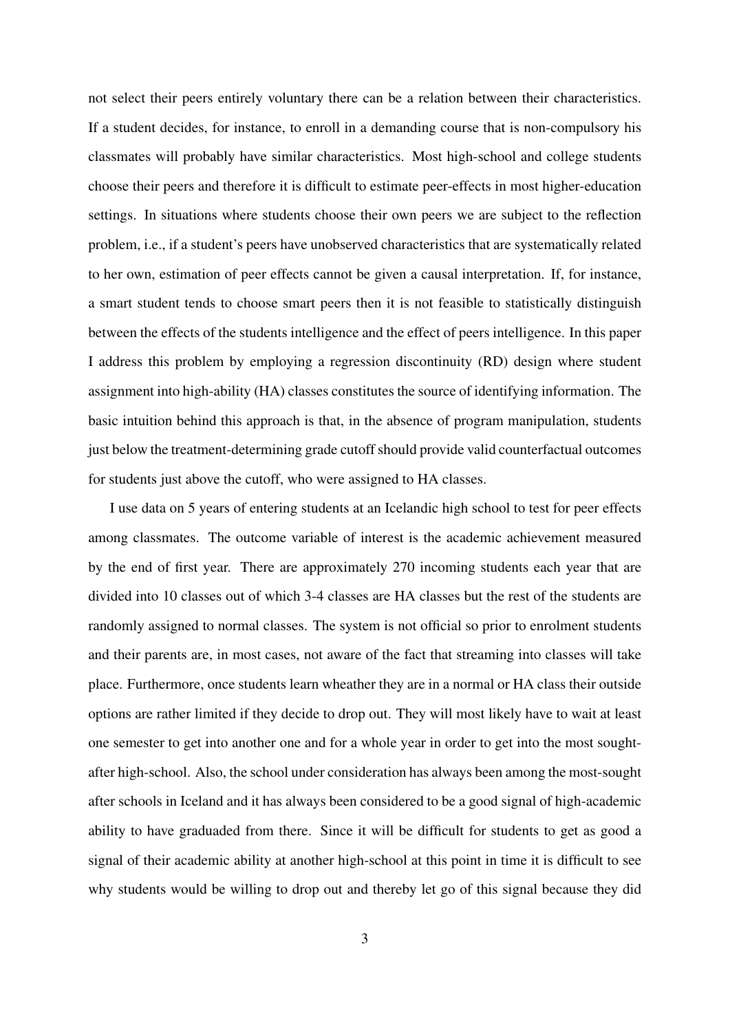not select their peers entirely voluntary there can be a relation between their characteristics. If a student decides, for instance, to enroll in a demanding course that is non-compulsory his classmates will probably have similar characteristics. Most high-school and college students choose their peers and therefore it is difficult to estimate peer-effects in most higher-education settings. In situations where students choose their own peers we are subject to the reflection problem, i.e., if a student's peers have unobserved characteristics that are systematically related to her own, estimation of peer effects cannot be given a causal interpretation. If, for instance, a smart student tends to choose smart peers then it is not feasible to statistically distinguish between the effects of the students intelligence and the effect of peers intelligence. In this paper I address this problem by employing a regression discontinuity (RD) design where student assignment into high-ability (HA) classes constitutes the source of identifying information. The basic intuition behind this approach is that, in the absence of program manipulation, students just below the treatment-determining grade cutoff should provide valid counterfactual outcomes for students just above the cutoff, who were assigned to HA classes.

I use data on 5 years of entering students at an Icelandic high school to test for peer effects among classmates. The outcome variable of interest is the academic achievement measured by the end of first year. There are approximately 270 incoming students each year that are divided into 10 classes out of which 3-4 classes are HA classes but the rest of the students are randomly assigned to normal classes. The system is not official so prior to enrolment students and their parents are, in most cases, not aware of the fact that streaming into classes will take place. Furthermore, once students learn wheather they are in a normal or HA class their outside options are rather limited if they decide to drop out. They will most likely have to wait at least one semester to get into another one and for a whole year in order to get into the most sought-after high-school. Also, the school under consideration has always been among the most-sought after schools in Iceland and it has always been considered to be a good signal of high-academic ability to have graduaded from there. Since it will be difficult for students to get as good a signal of their academic ability at another high-school at this point in time it is difficult to see why students would be willing to drop out and thereby let go of this signal because they did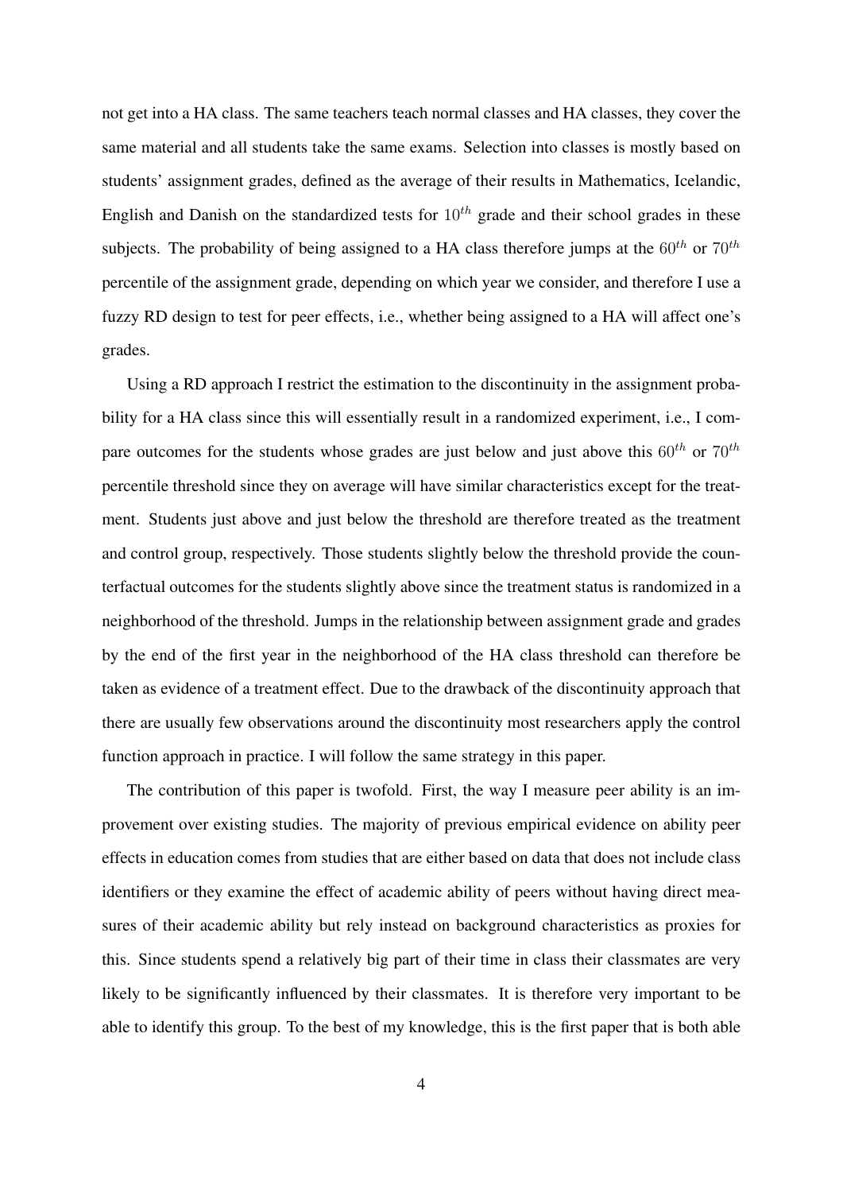not get into a HA class. The same teachers teach normal classes and HA classes, they cover the same material and all students take the same exams. Selection into classes is mostly based on students' assignment grades, defined as the average of their results in Mathematics, Icelandic, English and Danish on the standardized tests for $10^{th}$ grade and their school grades in these subjects. The probability of being assigned to a HA class therefore jumps at the $60^{th}$ or $70^{th}$ percentile of the assignment grade, depending on which year we consider, and therefore I use a fuzzy RD design to test for peer effects, i.e., whether being assigned to a HA will affect one's grades.

Using a RD approach I restrict the estimation to the discontinuity in the assignment probability for a HA class since this will essentially result in a randomized experiment, i.e., I compare outcomes for the students whose grades are just below and just above this $60^{th}$ or $70^{th}$ percentile threshold since they on average will have similar characteristics except for the treatment. Students just above and just below the threshold are therefore treated as the treatment and control group, respectively. Those students slightly below the threshold provide the counterfactual outcomes for the students slightly above since the treatment status is randomized in a neighborhood of the threshold. Jumps in the relationship between assignment grade and grades by the end of the first year in the neighborhood of the HA class threshold can therefore be taken as evidence of a treatment effect. Due to the drawback of the discontinuity approach that there are usually few observations around the discontinuity most researchers apply the control function approach in practice. I will follow the same strategy in this paper.

The contribution of this paper is twofold. First, the way I measure peer ability is an improvement over existing studies. The majority of previous empirical evidence on ability peer effects in education comes from studies that are either based on data that does not include class identifiers or they examine the effect of academic ability of peers without having direct measures of their academic ability but rely instead on background characteristics as proxies for this. Since students spend a relatively big part of their time in class their classmates are very likely to be significantly influenced by their classmates. It is therefore very important to be able to identify this group. To the best of my knowledge, this is the first paper that is both able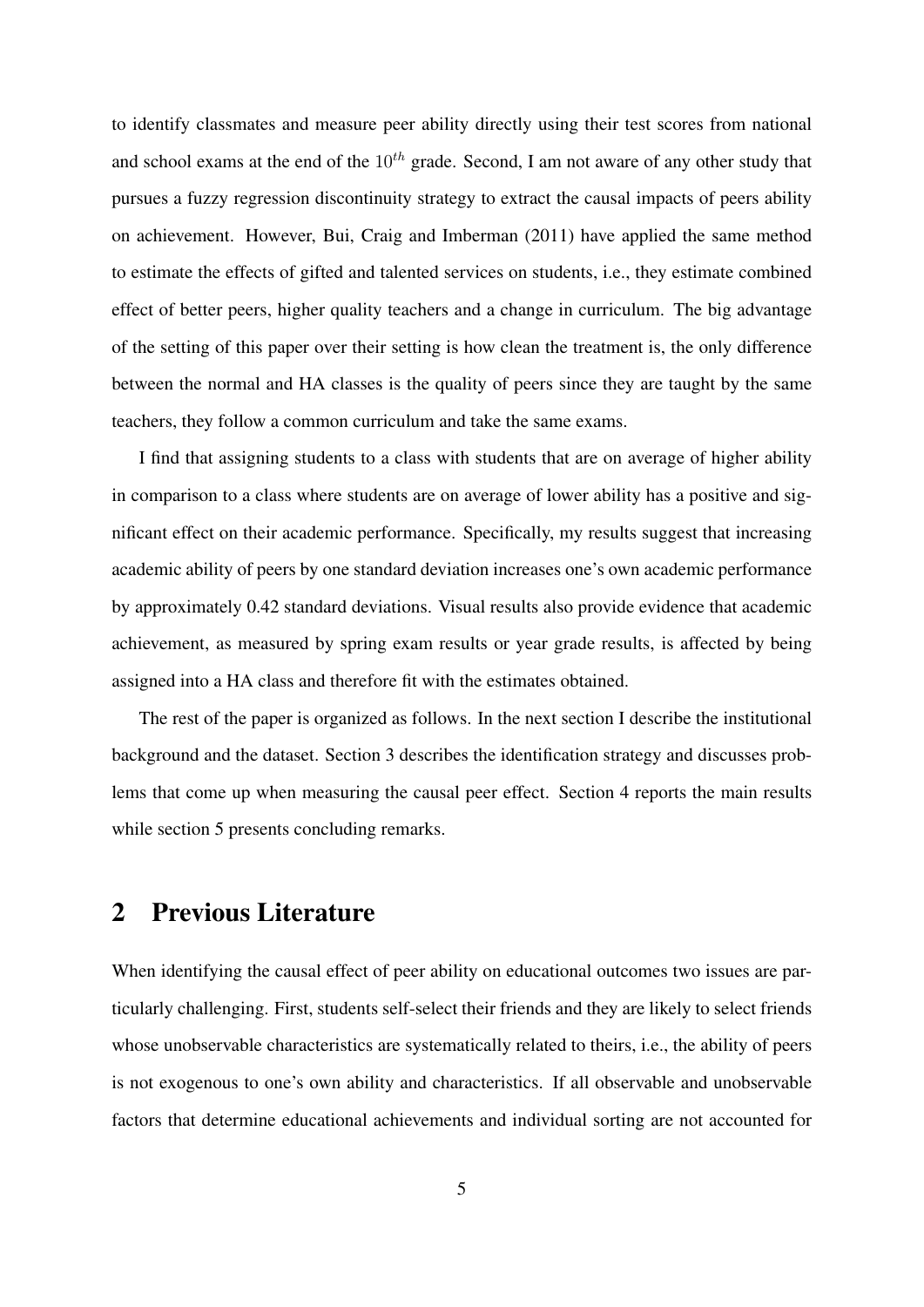to identify classmates and measure peer ability directly using their test scores from national and school exams at the end of the $10^{th}$ grade. Second, I am not aware of any other study that pursues a fuzzy regression discontinuity strategy to extract the causal impacts of peers ability on achievement. However, Bui, Craig and Imberman (2011) have applied the same method to estimate the effects of gifted and talented services on students, i.e., they estimate combined effect of better peers, higher quality teachers and a change in curriculum. The big advantage of the setting of this paper over their setting is how clean the treatment is, the only difference between the normal and HA classes is the quality of peers since they are taught by the same teachers, they follow a common curriculum and take the same exams.

I find that assigning students to a class with students that are on average of higher ability in comparison to a class where students are on average of lower ability has a positive and significant effect on their academic performance. Specifically, my results suggest that increasing academic ability of peers by one standard deviation increases one's own academic performance by approximately 0.42 standard deviations. Visual results also provide evidence that academic achievement, as measured by spring exam results or year grade results, is affected by being assigned into a HA class and therefore fit with the estimates obtained.

The rest of the paper is organized as follows. In the next section I describe the institutional background and the dataset. Section 3 describes the identification strategy and discusses problems that come up when measuring the causal peer effect. Section 4 reports the main results while section 5 presents concluding remarks.

## 2 Previous Literature

When identifying the causal effect of peer ability on educational outcomes two issues are particularly challenging. First, students self-select their friends and they are likely to select friends whose unobservable characteristics are systematically related to theirs, i.e., the ability of peers is not exogenous to one's own ability and characteristics. If all observable and unobservable factors that determine educational achievements and individual sorting are not accounted for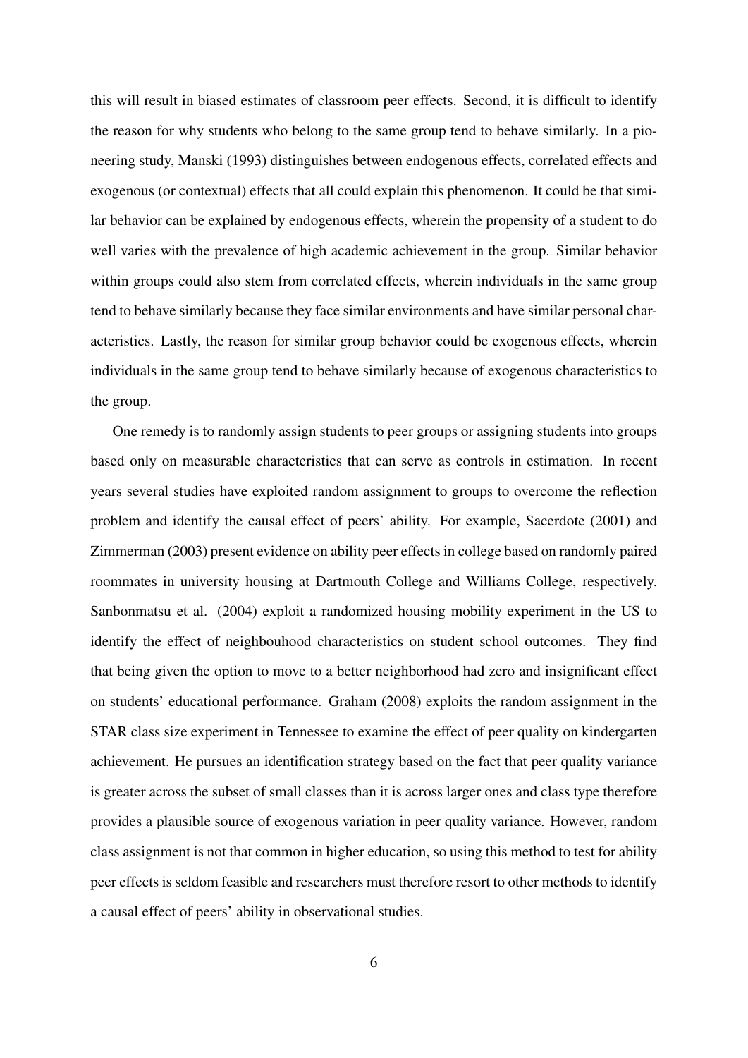this will result in biased estimates of classroom peer effects. Second, it is difficult to identify the reason for why students who belong to the same group tend to behave similarly. In a pioneering study, Manski (1993) distinguishes between endogenous effects, correlated effects and exogenous (or contextual) effects that all could explain this phenomenon. It could be that similar behavior can be explained by endogenous effects, wherein the propensity of a student to do well varies with the prevalence of high academic achievement in the group. Similar behavior within groups could also stem from correlated effects, wherein individuals in the same group tend to behave similarly because they face similar environments and have similar personal characteristics. Lastly, the reason for similar group behavior could be exogenous effects, wherein individuals in the same group tend to behave similarly because of exogenous characteristics to the group.

One remedy is to randomly assign students to peer groups or assigning students into groups based only on measurable characteristics that can serve as controls in estimation. In recent years several studies have exploited random assignment to groups to overcome the reflection problem and identify the causal effect of peers' ability. For example, Sacerdote (2001) and Zimmerman (2003) present evidence on ability peer effects in college based on randomly paired roommates in university housing at Dartmouth College and Williams College, respectively. Sanbonmatsu et al. (2004) exploit a randomized housing mobility experiment in the US to identify the effect of neighbouhood characteristics on student school outcomes. They find that being given the option to move to a better neighborhood had zero and insignificant effect on students' educational performance. Graham (2008) exploits the random assignment in the STAR class size experiment in Tennessee to examine the effect of peer quality on kindergarten achievement. He pursues an identification strategy based on the fact that peer quality variance is greater across the subset of small classes than it is across larger ones and class type therefore provides a plausible source of exogenous variation in peer quality variance. However, random class assignment is not that common in higher education, so using this method to test for ability peer effects is seldom feasible and researchers must therefore resort to other methods to identify a causal effect of peers' ability in observational studies.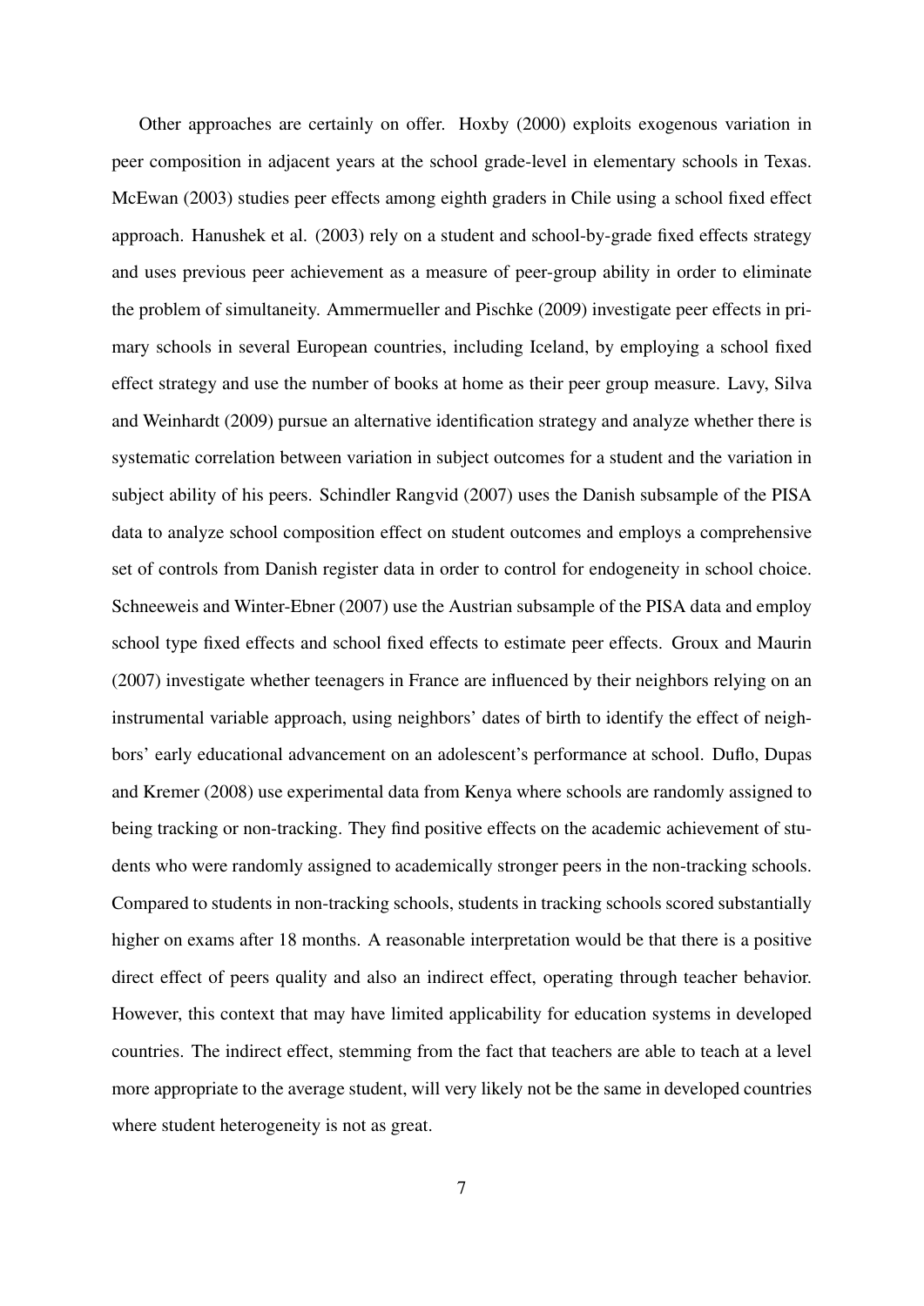Other approaches are certainly on offer. Hoxby (2000) exploits exogenous variation in peer composition in adjacent years at the school grade-level in elementary schools in Texas. McEwan (2003) studies peer effects among eighth graders in Chile using a school fixed effect approach. Hanushek et al. (2003) rely on a student and school-by-grade fixed effects strategy and uses previous peer achievement as a measure of peer-group ability in order to eliminate the problem of simultaneity. Ammermueller and Pischke (2009) investigate peer effects in primary schools in several European countries, including Iceland, by employing a school fixed effect strategy and use the number of books at home as their peer group measure. Lavy, Silva and Weinhardt (2009) pursue an alternative identification strategy and analyze whether there is systematic correlation between variation in subject outcomes for a student and the variation in subject ability of his peers. Schindler Rangvid (2007) uses the Danish subsample of the PISA data to analyze school composition effect on student outcomes and employs a comprehensive set of controls from Danish register data in order to control for endogeneity in school choice. Schneeweis and Winter-Ebner (2007) use the Austrian subsample of the PISA data and employ school type fixed effects and school fixed effects to estimate peer effects. Groux and Maurin (2007) investigate whether teenagers in France are influenced by their neighbors relying on an instrumental variable approach, using neighbors' dates of birth to identify the effect of neighbors' early educational advancement on an adolescent's performance at school. Duflo, Dupas and Kremer (2008) use experimental data from Kenya where schools are randomly assigned to being tracking or non-tracking. They find positive effects on the academic achievement of students who were randomly assigned to academically stronger peers in the non-tracking schools. Compared to students in non-tracking schools, students in tracking schools scored substantially higher on exams after 18 months. A reasonable interpretation would be that there is a positive direct effect of peers quality and also an indirect effect, operating through teacher behavior. However, this context that may have limited applicability for education systems in developed countries. The indirect effect, stemming from the fact that teachers are able to teach at a level more appropriate to the average student, will very likely not be the same in developed countries where student heterogeneity is not as great.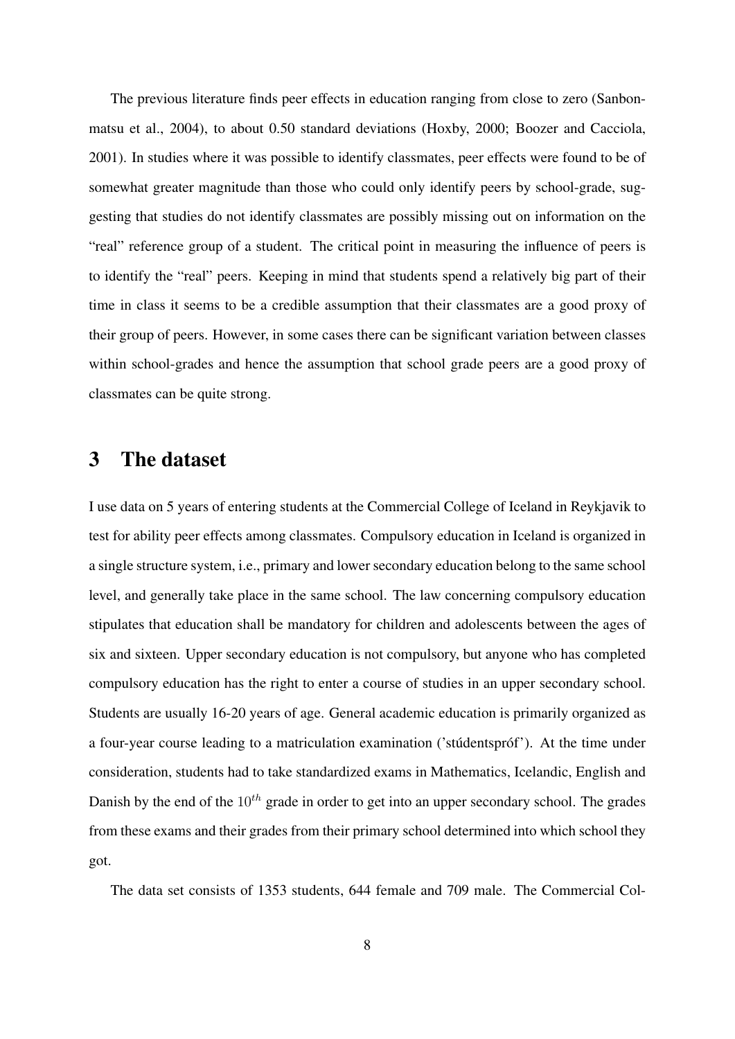The previous literature finds peer effects in education ranging from close to zero (Sanbonmatsu et al., 2004), to about 0.50 standard deviations (Hoxby, 2000; Boozer and Cacciola, 2001). In studies where it was possible to identify classmates, peer effects were found to be of somewhat greater magnitude than those who could only identify peers by school-grade, suggesting that studies do not identify classmates are possibly missing out on information on the "real" reference group of a student. The critical point in measuring the influence of peers is to identify the "real" peers. Keeping in mind that students spend a relatively big part of their time in class it seems to be a credible assumption that their classmates are a good proxy of their group of peers. However, in some cases there can be significant variation between classes within school-grades and hence the assumption that school grade peers are a good proxy of classmates can be quite strong.

# 3 The dataset

I use data on 5 years of entering students at the Commercial College of Iceland in Reykjavik to test for ability peer effects among classmates. Compulsory education in Iceland is organized in a single structure system, i.e., primary and lower secondary education belong to the same school level, and generally take place in the same school. The law concerning compulsory education stipulates that education shall be mandatory for children and adolescents between the ages of six and sixteen. Upper secondary education is not compulsory, but anyone who has completed compulsory education has the right to enter a course of studies in an upper secondary school. Students are usually 16-20 years of age. General academic education is primarily organized as a four-year course leading to a matriculation examination ('stúdentspróf'). At the time under consideration, students had to take standardized exams in Mathematics, Icelandic, English and Danish by the end of the $10^{th}$ grade in order to get into an upper secondary school. The grades from these exams and their grades from their primary school determined into which school they got.

The data set consists of 1353 students, 644 female and 709 male. The Commercial Col-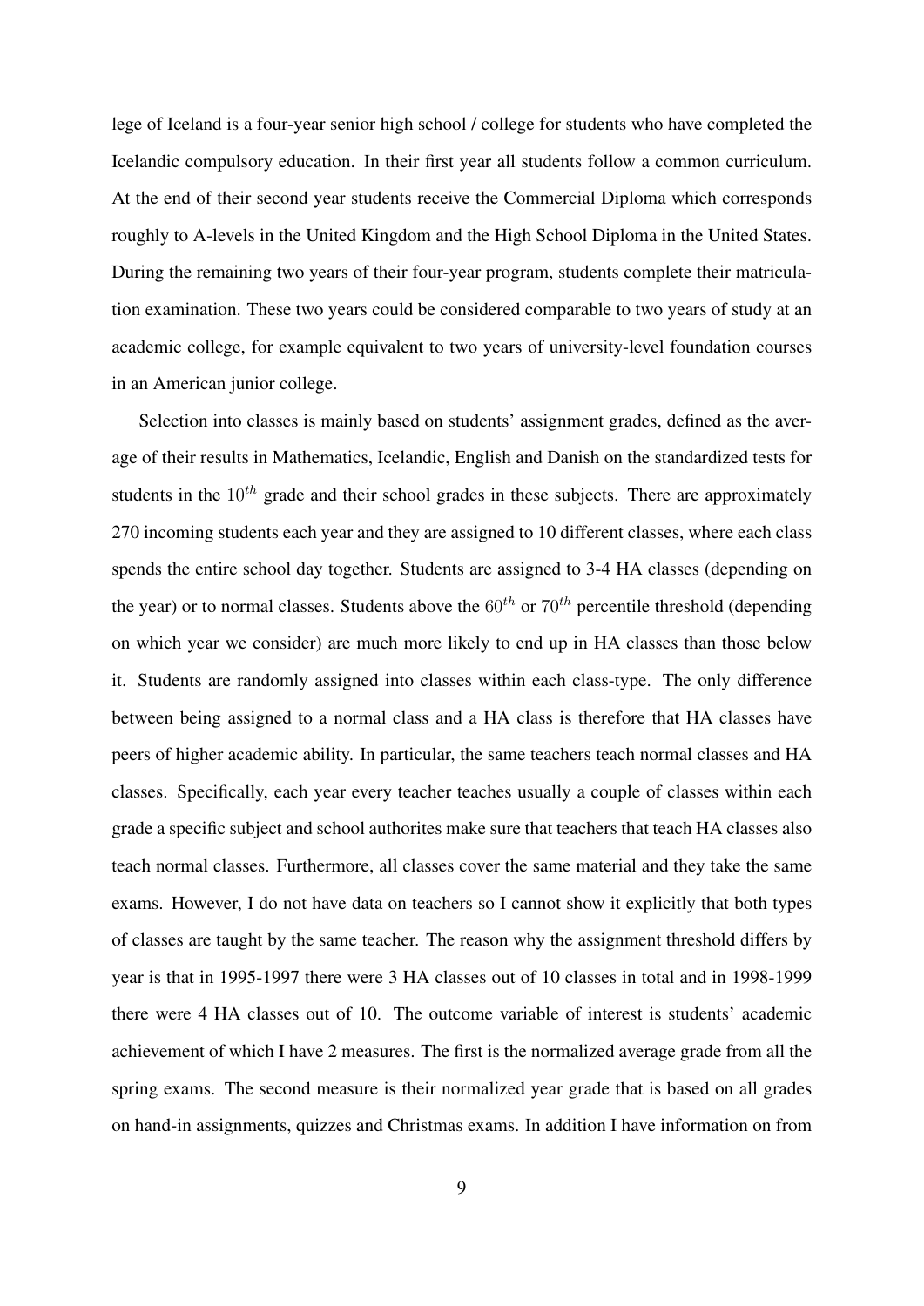lege of Iceland is a four-year senior high school / college for students who have completed the Icelandic compulsory education. In their first year all students follow a common curriculum. At the end of their second year students receive the Commercial Diploma which corresponds roughly to A-levels in the United Kingdom and the High School Diploma in the United States. During the remaining two years of their four-year program, students complete their matriculation examination. These two years could be considered comparable to two years of study at an academic college, for example equivalent to two years of university-level foundation courses in an American junior college.

Selection into classes is mainly based on students' assignment grades, defined as the average of their results in Mathematics, Icelandic, English and Danish on the standardized tests for students in the $10^{th}$ grade and their school grades in these subjects. There are approximately 270 incoming students each year and they are assigned to 10 different classes, where each class spends the entire school day together. Students are assigned to 3-4 HA classes (depending on the year) or to normal classes. Students above the $60^{th}$ or $70^{th}$ percentile threshold (depending on which year we consider) are much more likely to end up in HA classes than those below it. Students are randomly assigned into classes within each class-type. The only difference between being assigned to a normal class and a HA class is therefore that HA classes have peers of higher academic ability. In particular, the same teachers teach normal classes and HA classes. Specifically, each year every teacher teaches usually a couple of classes within each grade a specific subject and school authorites make sure that teachers that teach HA classes also teach normal classes. Furthermore, all classes cover the same material and they take the same exams. However, I do not have data on teachers so I cannot show it explicitly that both types of classes are taught by the same teacher. The reason why the assignment threshold differs by year is that in 1995-1997 there were 3 HA classes out of 10 classes in total and in 1998-1999 there were 4 HA classes out of 10. The outcome variable of interest is students' academic achievement of which I have 2 measures. The first is the normalized average grade from all the spring exams. The second measure is their normalized year grade that is based on all grades on hand-in assignments, quizzes and Christmas exams. In addition I have information on from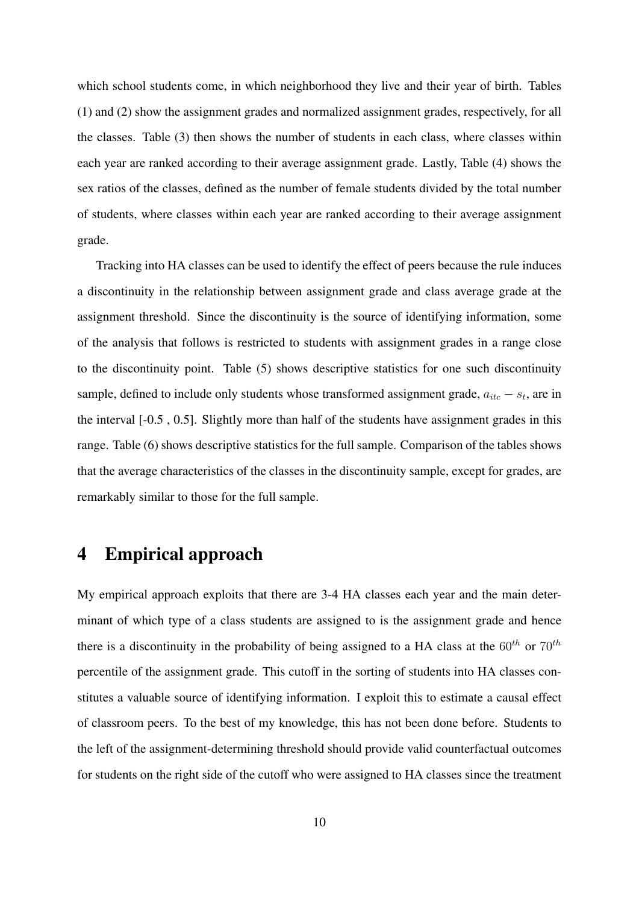which school students come, in which neighborhood they live and their year of birth. Tables (1) and (2) show the assignment grades and normalized assignment grades, respectively, for all the classes. Table (3) then shows the number of students in each class, where classes within each year are ranked according to their average assignment grade. Lastly, Table (4) shows the sex ratios of the classes, defined as the number of female students divided by the total number of students, where classes within each year are ranked according to their average assignment grade.

Tracking into HA classes can be used to identify the effect of peers because the rule induces a discontinuity in the relationship between assignment grade and class average grade at the assignment threshold. Since the discontinuity is the source of identifying information, some of the analysis that follows is restricted to students with assignment grades in a range close to the discontinuity point. Table (5) shows descriptive statistics for one such discontinuity sample, defined to include only students whose transformed assignment grade, $a_{itc} - s_t$, are in the interval [-0.5 , 0.5]. Slightly more than half of the students have assignment grades in this range. Table (6) shows descriptive statistics for the full sample. Comparison of the tables shows that the average characteristics of the classes in the discontinuity sample, except for grades, are remarkably similar to those for the full sample.

# 4 Empirical approach

My empirical approach exploits that there are 3-4 HA classes each year and the main determinant of which type of a class students are assigned to is the assignment grade and hence there is a discontinuity in the probability of being assigned to a HA class at the $60^{th}$ or $70^{th}$ percentile of the assignment grade. This cutoff in the sorting of students into HA classes constitutes a valuable source of identifying information. I exploit this to estimate a causal effect of classroom peers. To the best of my knowledge, this has not been done before. Students to the left of the assignment-determining threshold should provide valid counterfactual outcomes for students on the right side of the cutoff who were assigned to HA classes since the treatment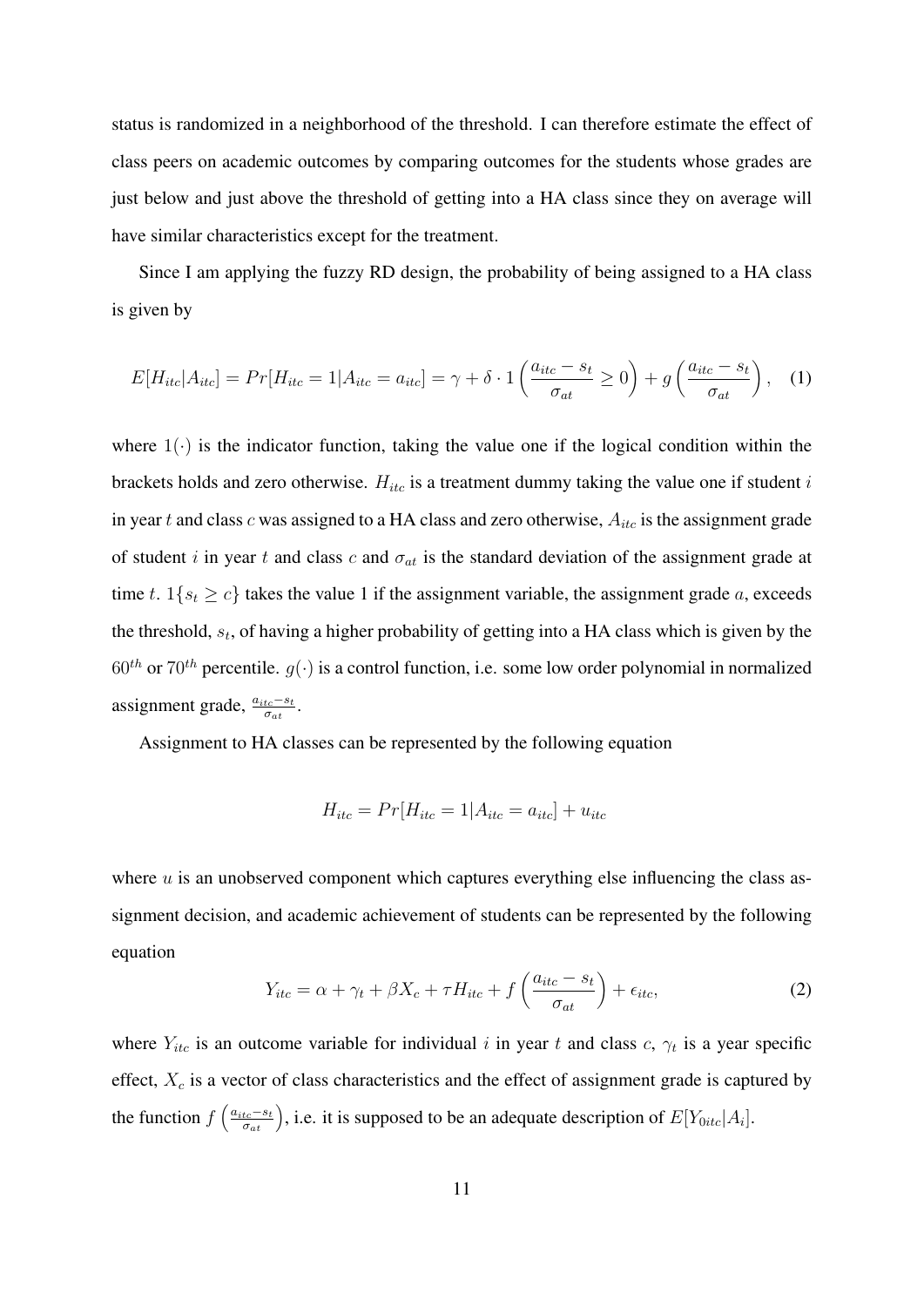status is randomized in a neighborhood of the threshold. I can therefore estimate the effect of class peers on academic outcomes by comparing outcomes for the students whose grades are just below and just above the threshold of getting into a HA class since they on average will have similar characteristics except for the treatment.

Since I am applying the fuzzy RD design, the probability of being assigned to a HA class is given by

$$E[H_{itc}|A_{itc}] = Pr[H_{itc} = 1|A_{itc} = a_{itc}] = \gamma + \delta \cdot 1\left(\frac{a_{itc} - s_t}{\sigma_{at}} \geq 0\right) + g\left(\frac{a_{itc} - s_t}{\sigma_{at}}\right), \quad (1)$$

where $1(\cdot)$ is the indicator function, taking the value one if the logical condition within the brackets holds and zero otherwise. $H_{itc}$ is a treatment dummy taking the value one if student $i$ in year $t$ and class $c$ was assigned to a HA class and zero otherwise, $A_{itc}$ is the assignment grade of student $i$ in year $t$ and class $c$ and $\sigma_{at}$ is the standard deviation of the assignment grade at time $t$. $1\{s_t \geq c\}$ takes the value 1 if the assignment variable, the assignment grade $a$, exceeds the threshold, $s_t$, of having a higher probability of getting into a HA class which is given by the $60^{th}$ or $70^{th}$ percentile. $g(\cdot)$ is a control function, i.e. some low order polynomial in normalized assignment grade, $\frac{a_{itc} - s_t}{\sigma_{at}}$.

Assignment to HA classes can be represented by the following equation

$$H_{itc} = Pr[H_{itc} = 1|A_{itc} = a_{itc}] + u_{itc}$$

where $u$ is an unobserved component which captures everything else influencing the class assignment decision, and academic achievement of students can be represented by the following equation

$$Y_{itc} = \alpha + \gamma_t + \beta X_c + \tau H_{itc} + f\left(\frac{a_{itc} - s_t}{\sigma_{at}}\right) + \epsilon_{itc}, \quad (2)$$

where $Y_{itc}$ is an outcome variable for individual $i$ in year $t$ and class $c$, $\gamma_t$ is a year specific effect, $X_c$ is a vector of class characteristics and the effect of assignment grade is captured by the function $f\left(\frac{a_{itc} - s_t}{\sigma_{at}}\right)$, i.e. it is supposed to be an adequate description of $E[Y_{0itc}|A_i]$.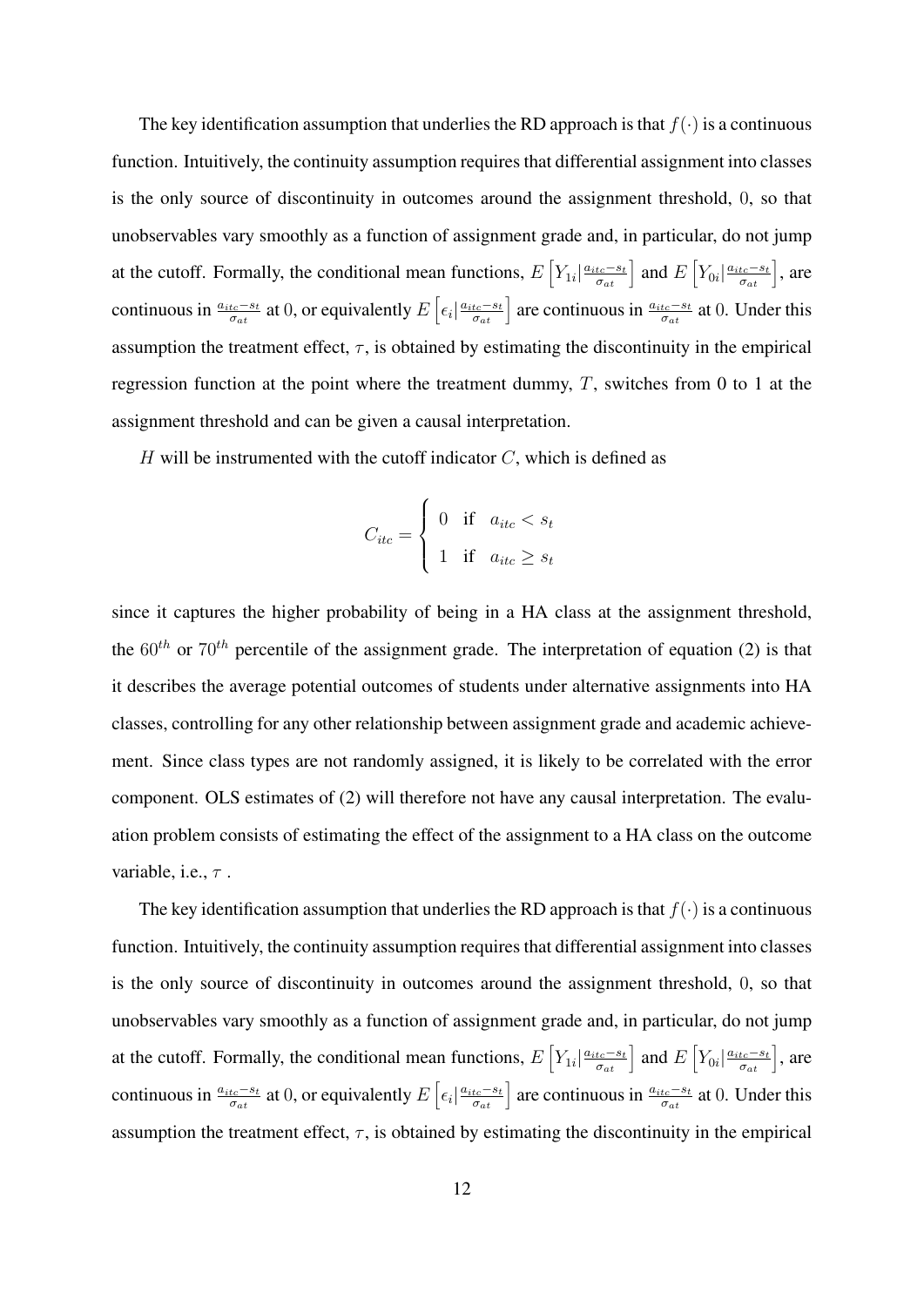The key identification assumption that underlies the RD approach is that $f(\cdot)$ is a continuous function. Intuitively, the continuity assumption requires that differential assignment into classes is the only source of discontinuity in outcomes around the assignment threshold, $0$, so that unobservables vary smoothly as a function of assignment grade and, in particular, do not jump at the cutoff. Formally, the conditional mean functions, $E\left[Y_{1i}|\frac{a_{itc}-s_t}{\sigma_{at}}\right]$ and $E\left[Y_{0i}|\frac{a_{itc}-s_t}{\sigma_{at}}\right]$, are continuous in $\frac{a_{itc}-s_t}{\sigma_{at}}$ at $0$, or equivalently $E\left[\epsilon_i|\frac{a_{itc}-s_t}{\sigma_{at}}\right]$ are continuous in $\frac{a_{itc}-s_t}{\sigma_{at}}$ at $0$. Under this assumption the treatment effect, $\tau$, is obtained by estimating the discontinuity in the empirical regression function at the point where the treatment dummy, $T$, switches from 0 to 1 at the assignment threshold and can be given a causal interpretation.

$H$ will be instrumented with the cutoff indicator $C$, which is defined as

$$C_{itc} = \begin{cases} 0 & \text{if} \quad a_{itc} < s_t \\ 1 & \text{if} \quad a_{itc} \geq s_t \end{cases}$$

since it captures the higher probability of being in a HA class at the assignment threshold, the $60^{th}$ or $70^{th}$ percentile of the assignment grade. The interpretation of equation (2) is that it describes the average potential outcomes of students under alternative assignments into HA classes, controlling for any other relationship between assignment grade and academic achievement. Since class types are not randomly assigned, it is likely to be correlated with the error component. OLS estimates of (2) will therefore not have any causal interpretation. The evaluation problem consists of estimating the effect of the assignment to a HA class on the outcome variable, i.e., $\tau$ .

The key identification assumption that underlies the RD approach is that $f(\cdot)$ is a continuous function. Intuitively, the continuity assumption requires that differential assignment into classes is the only source of discontinuity in outcomes around the assignment threshold, $0$, so that unobservables vary smoothly as a function of assignment grade and, in particular, do not jump at the cutoff. Formally, the conditional mean functions, $E\left[Y_{1i}|\frac{a_{itc}-s_t}{\sigma_{at}}\right]$ and $E\left[Y_{0i}|\frac{a_{itc}-s_t}{\sigma_{at}}\right]$, are continuous in $\frac{a_{itc}-s_t}{\sigma_{at}}$ at $0$, or equivalently $E\left[\epsilon_i|\frac{a_{itc}-s_t}{\sigma_{at}}\right]$ are continuous in $\frac{a_{itc}-s_t}{\sigma_{at}}$ at $0$. Under this assumption the treatment effect, $\tau$, is obtained by estimating the discontinuity in the empirical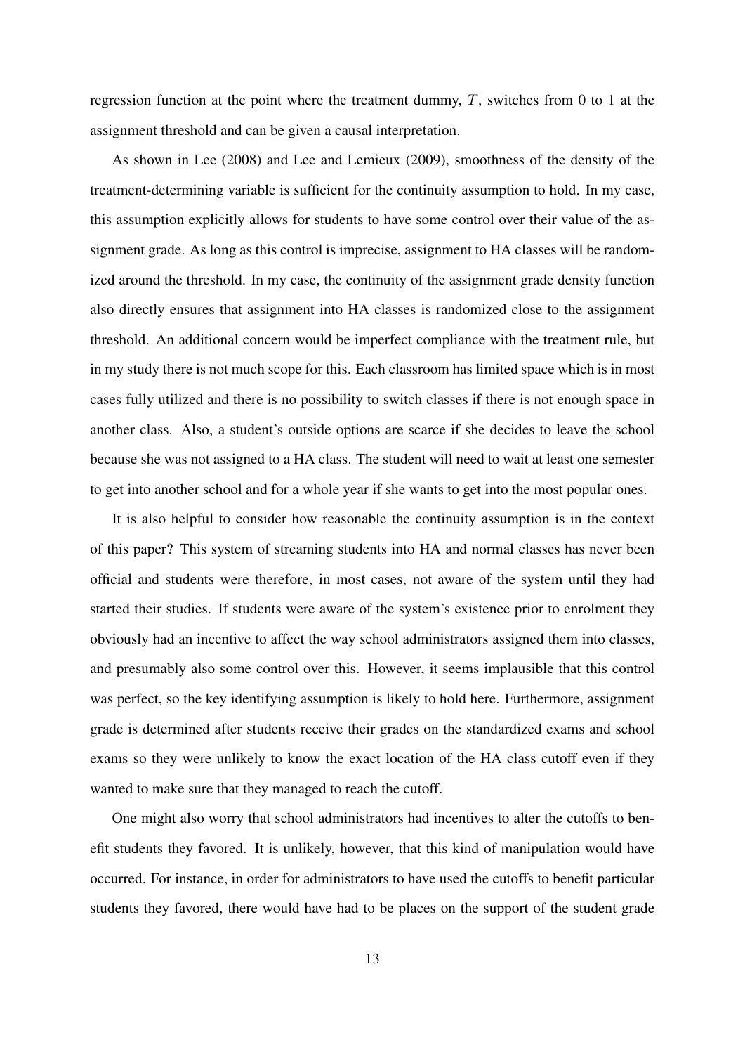regression function at the point where the treatment dummy, $T$, switches from 0 to 1 at the assignment threshold and can be given a causal interpretation.

As shown in Lee (2008) and Lee and Lemieux (2009), smoothness of the density of the treatment-determining variable is sufficient for the continuity assumption to hold. In my case, this assumption explicitly allows for students to have some control over their value of the assignment grade. As long as this control is imprecise, assignment to HA classes will be randomized around the threshold. In my case, the continuity of the assignment grade density function also directly ensures that assignment into HA classes is randomized close to the assignment threshold. An additional concern would be imperfect compliance with the treatment rule, but in my study there is not much scope for this. Each classroom has limited space which is in most cases fully utilized and there is no possibility to switch classes if there is not enough space in another class. Also, a student's outside options are scarce if she decides to leave the school because she was not assigned to a HA class. The student will need to wait at least one semester to get into another school and for a whole year if she wants to get into the most popular ones.

It is also helpful to consider how reasonable the continuity assumption is in the context of this paper? This system of streaming students into HA and normal classes has never been official and students were therefore, in most cases, not aware of the system until they had started their studies. If students were aware of the system's existence prior to enrolment they obviously had an incentive to affect the way school administrators assigned them into classes, and presumably also some control over this. However, it seems implausible that this control was perfect, so the key identifying assumption is likely to hold here. Furthermore, assignment grade is determined after students receive their grades on the standardized exams and school exams so they were unlikely to know the exact location of the HA class cutoff even if they wanted to make sure that they managed to reach the cutoff.

One might also worry that school administrators had incentives to alter the cutoffs to benefit students they favored. It is unlikely, however, that this kind of manipulation would have occurred. For instance, in order for administrators to have used the cutoffs to benefit particular students they favored, there would have had to be places on the support of the student grade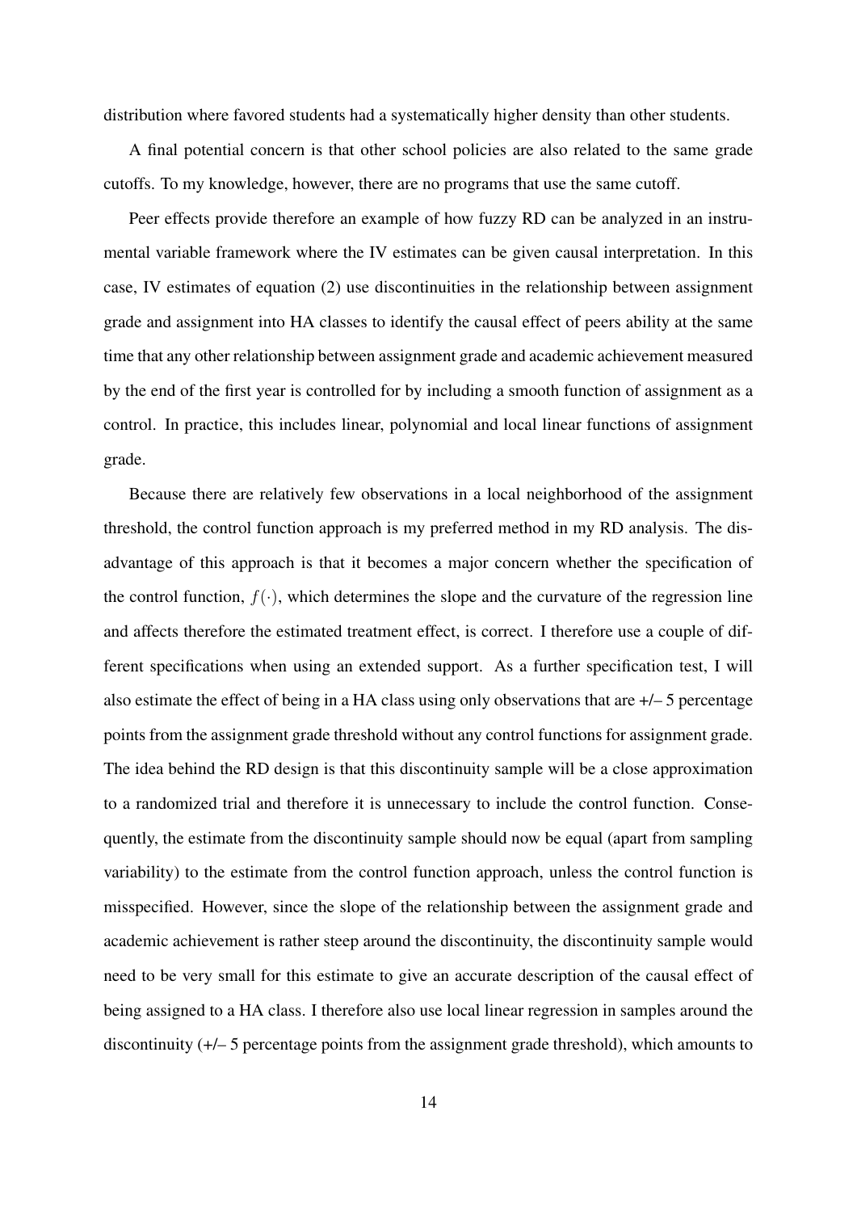distribution where favored students had a systematically higher density than other students.

A final potential concern is that other school policies are also related to the same grade cutoffs. To my knowledge, however, there are no programs that use the same cutoff.

Peer effects provide therefore an example of how fuzzy RD can be analyzed in an instrumental variable framework where the IV estimates can be given causal interpretation. In this case, IV estimates of equation (2) use discontinuities in the relationship between assignment grade and assignment into HA classes to identify the causal effect of peers ability at the same time that any other relationship between assignment grade and academic achievement measured by the end of the first year is controlled for by including a smooth function of assignment as a control. In practice, this includes linear, polynomial and local linear functions of assignment grade.

Because there are relatively few observations in a local neighborhood of the assignment threshold, the control function approach is my preferred method in my RD analysis. The disadvantage of this approach is that it becomes a major concern whether the specification of the control function, $f(\cdot)$, which determines the slope and the curvature of the regression line and affects therefore the estimated treatment effect, is correct. I therefore use a couple of different specifications when using an extended support. As a further specification test, I will also estimate the effect of being in a HA class using only observations that are +/– 5 percentage points from the assignment grade threshold without any control functions for assignment grade. The idea behind the RD design is that this discontinuity sample will be a close approximation to a randomized trial and therefore it is unnecessary to include the control function. Consequently, the estimate from the discontinuity sample should now be equal (apart from sampling variability) to the estimate from the control function approach, unless the control function is misspecified. However, since the slope of the relationship between the assignment grade and academic achievement is rather steep around the discontinuity, the discontinuity sample would need to be very small for this estimate to give an accurate description of the causal effect of being assigned to a HA class. I therefore also use local linear regression in samples around the discontinuity (+/– 5 percentage points from the assignment grade threshold), which amounts to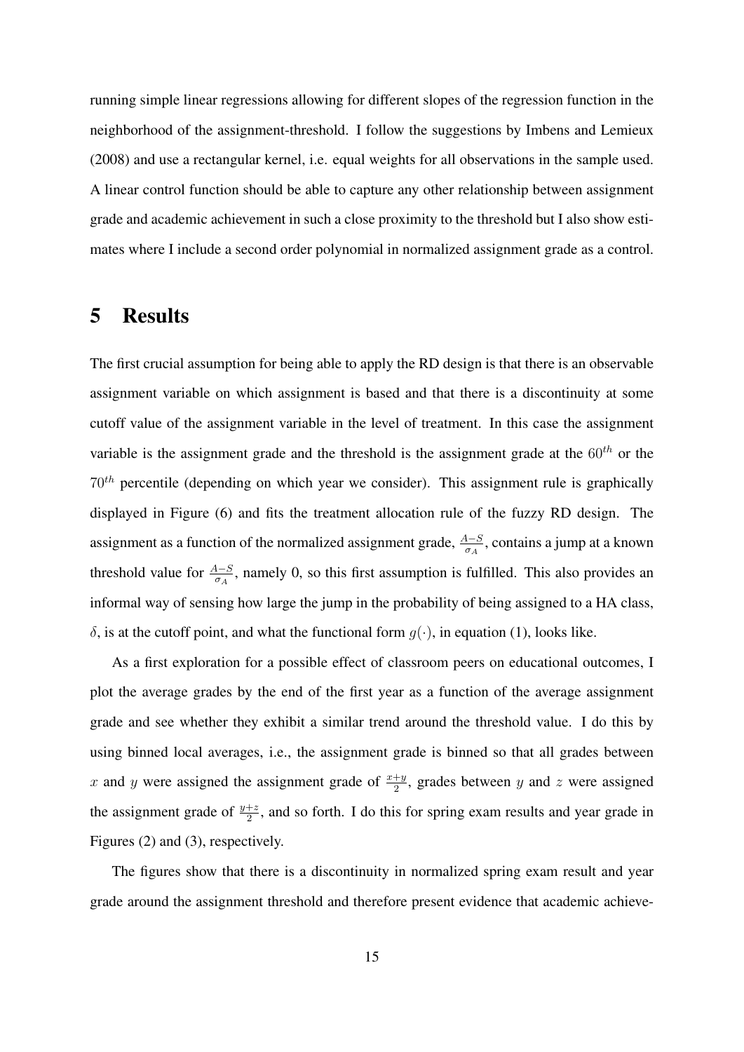running simple linear regressions allowing for different slopes of the regression function in the neighborhood of the assignment-threshold. I follow the suggestions by Imbens and Lemieux (2008) and use a rectangular kernel, i.e. equal weights for all observations in the sample used. A linear control function should be able to capture any other relationship between assignment grade and academic achievement in such a close proximity to the threshold but I also show estimates where I include a second order polynomial in normalized assignment grade as a control.

# 5 Results

The first crucial assumption for being able to apply the RD design is that there is an observable assignment variable on which assignment is based and that there is a discontinuity at some cutoff value of the assignment variable in the level of treatment. In this case the assignment variable is the assignment grade and the threshold is the assignment grade at the $60^{th}$ or the $70^{th}$ percentile (depending on which year we consider). This assignment rule is graphically displayed in Figure (6) and fits the treatment allocation rule of the fuzzy RD design. The assignment as a function of the normalized assignment grade, $\frac{A-S}{\sigma_A}$, contains a jump at a known threshold value for $\frac{A-S}{\sigma_A}$, namely 0, so this first assumption is fulfilled. This also provides an informal way of sensing how large the jump in the probability of being assigned to a HA class, $\delta$, is at the cutoff point, and what the functional form $g(\cdot)$, in equation (1), looks like.

As a first exploration for a possible effect of classroom peers on educational outcomes, I plot the average grades by the end of the first year as a function of the average assignment grade and see whether they exhibit a similar trend around the threshold value. I do this by using binned local averages, i.e., the assignment grade is binned so that all grades between $x$ and $y$ were assigned the assignment grade of $\frac{x+y}{2}$, grades between $y$ and $z$ were assigned the assignment grade of $\frac{y+z}{2}$, and so forth. I do this for spring exam results and year grade in Figures (2) and (3), respectively.

The figures show that there is a discontinuity in normalized spring exam result and year grade around the assignment threshold and therefore present evidence that academic achieve-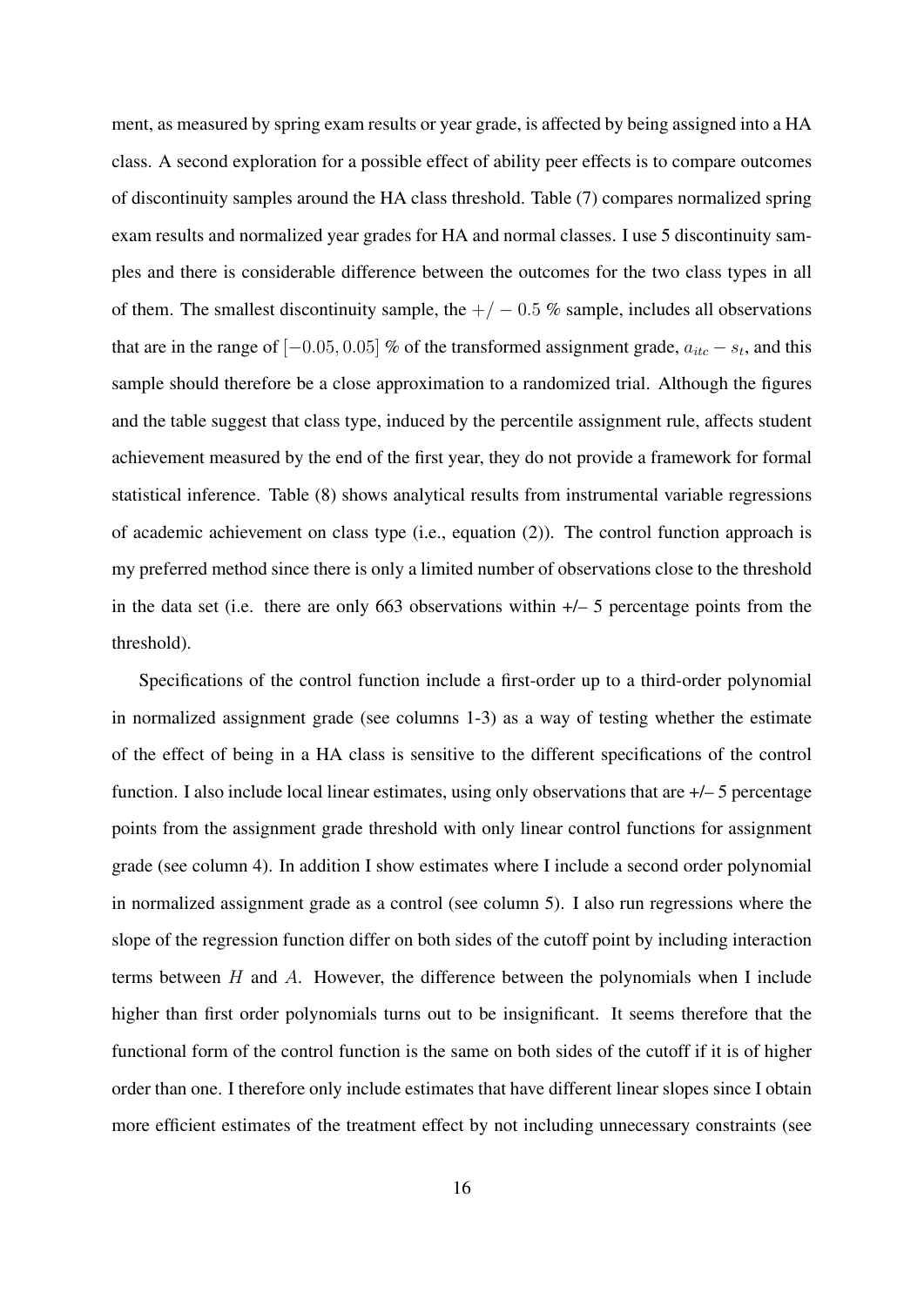ment, as measured by spring exam results or year grade, is affected by being assigned into a HA class. A second exploration for a possible effect of ability peer effects is to compare outcomes of discontinuity samples around the HA class threshold. Table (7) compares normalized spring exam results and normalized year grades for HA and normal classes. I use 5 discontinuity samples and there is considerable difference between the outcomes for the two class types in all of them. The smallest discontinuity sample, the $+/-0.5$ % sample, includes all observations that are in the range of $[-0.05, 0.05]$ % of the transformed assignment grade, $a_{itc} - s_t$, and this sample should therefore be a close approximation to a randomized trial. Although the figures and the table suggest that class type, induced by the percentile assignment rule, affects student achievement measured by the end of the first year, they do not provide a framework for formal statistical inference. Table (8) shows analytical results from instrumental variable regressions of academic achievement on class type (i.e., equation (2)). The control function approach is my preferred method since there is only a limited number of observations close to the threshold in the data set (i.e. there are only 663 observations within +/– 5 percentage points from the threshold).

Specifications of the control function include a first-order up to a third-order polynomial in normalized assignment grade (see columns 1-3) as a way of testing whether the estimate of the effect of being in a HA class is sensitive to the different specifications of the control function. I also include local linear estimates, using only observations that are +/– 5 percentage points from the assignment grade threshold with only linear control functions for assignment grade (see column 4). In addition I show estimates where I include a second order polynomial in normalized assignment grade as a control (see column 5). I also run regressions where the slope of the regression function differ on both sides of the cutoff point by including interaction terms between $H$ and $A$. However, the difference between the polynomials when I include higher than first order polynomials turns out to be insignificant. It seems therefore that the functional form of the control function is the same on both sides of the cutoff if it is of higher order than one. I therefore only include estimates that have different linear slopes since I obtain more efficient estimates of the treatment effect by not including unnecessary constraints (see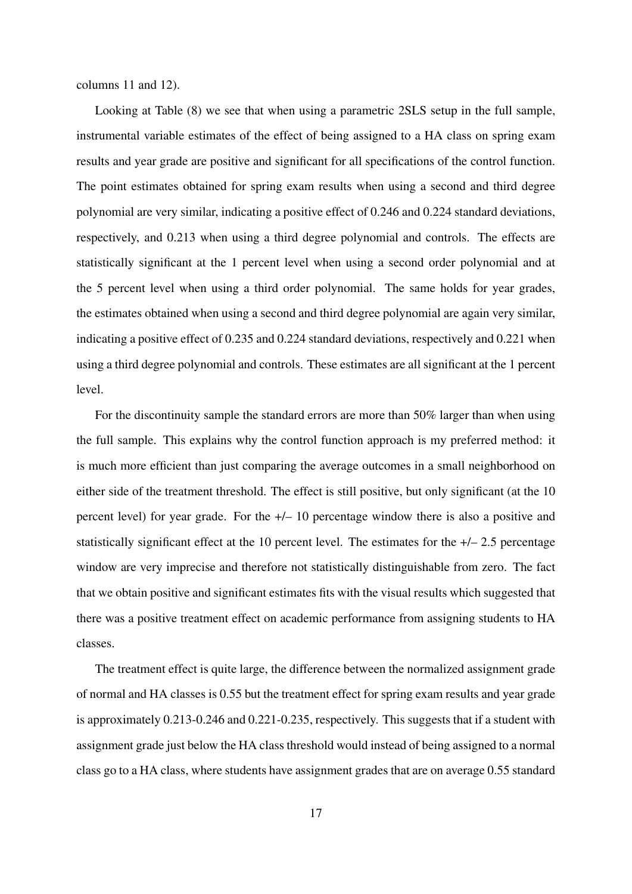columns 11 and 12).

Looking at Table (8) we see that when using a parametric 2SLS setup in the full sample, instrumental variable estimates of the effect of being assigned to a HA class on spring exam results and year grade are positive and significant for all specifications of the control function. The point estimates obtained for spring exam results when using a second and third degree polynomial are very similar, indicating a positive effect of 0.246 and 0.224 standard deviations, respectively, and 0.213 when using a third degree polynomial and controls. The effects are statistically significant at the 1 percent level when using a second order polynomial and at the 5 percent level when using a third order polynomial. The same holds for year grades, the estimates obtained when using a second and third degree polynomial are again very similar, indicating a positive effect of 0.235 and 0.224 standard deviations, respectively and 0.221 when using a third degree polynomial and controls. These estimates are all significant at the 1 percent level.

For the discontinuity sample the standard errors are more than 50% larger than when using the full sample. This explains why the control function approach is my preferred method: it is much more efficient than just comparing the average outcomes in a small neighborhood on either side of the treatment threshold. The effect is still positive, but only significant (at the 10 percent level) for year grade. For the +/– 10 percentage window there is also a positive and statistically significant effect at the 10 percent level. The estimates for the +/– 2.5 percentage window are very imprecise and therefore not statistically distinguishable from zero. The fact that we obtain positive and significant estimates fits with the visual results which suggested that there was a positive treatment effect on academic performance from assigning students to HA classes.

The treatment effect is quite large, the difference between the normalized assignment grade of normal and HA classes is 0.55 but the treatment effect for spring exam results and year grade is approximately 0.213-0.246 and 0.221-0.235, respectively. This suggests that if a student with assignment grade just below the HA class threshold would instead of being assigned to a normal class go to a HA class, where students have assignment grades that are on average 0.55 standard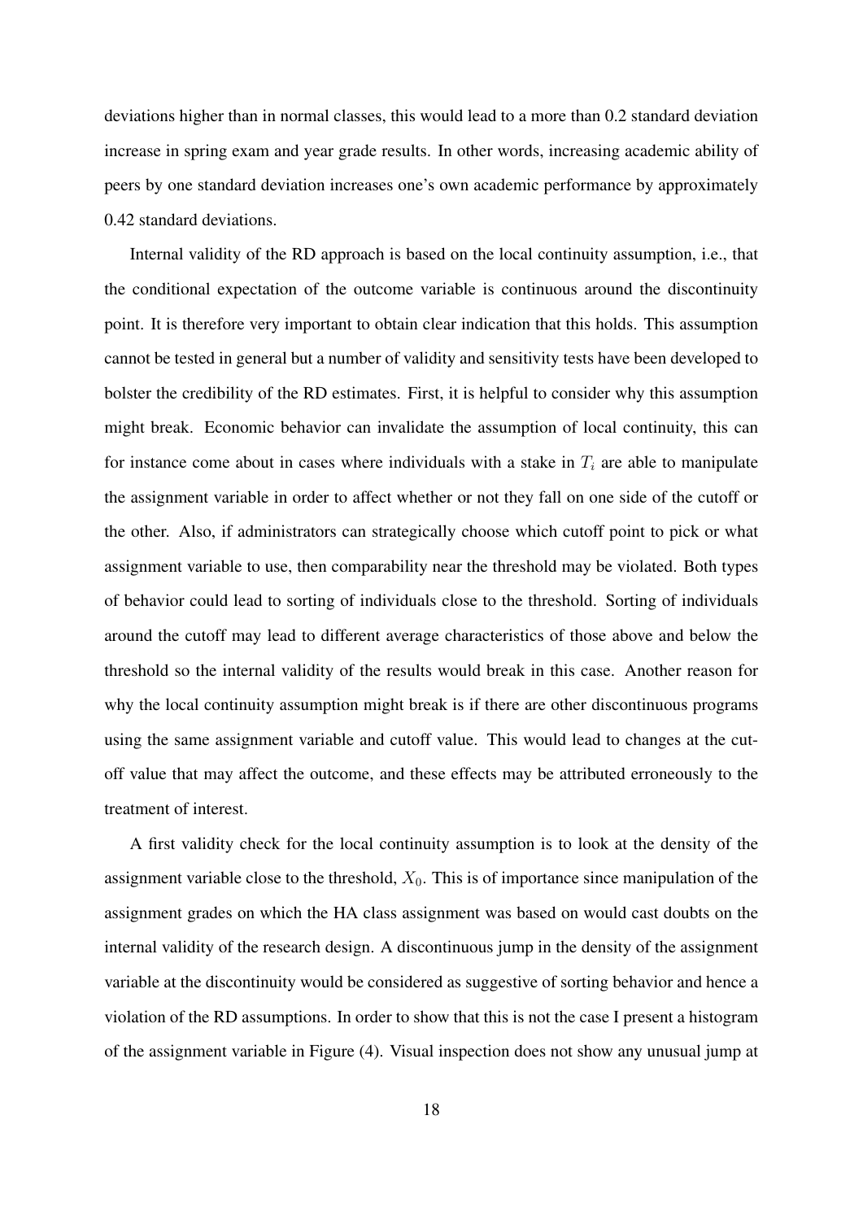deviations higher than in normal classes, this would lead to a more than 0.2 standard deviation increase in spring exam and year grade results. In other words, increasing academic ability of peers by one standard deviation increases one's own academic performance by approximately 0.42 standard deviations.

Internal validity of the RD approach is based on the local continuity assumption, i.e., that the conditional expectation of the outcome variable is continuous around the discontinuity point. It is therefore very important to obtain clear indication that this holds. This assumption cannot be tested in general but a number of validity and sensitivity tests have been developed to bolster the credibility of the RD estimates. First, it is helpful to consider why this assumption might break. Economic behavior can invalidate the assumption of local continuity, this can for instance come about in cases where individuals with a stake in $T_i$ are able to manipulate the assignment variable in order to affect whether or not they fall on one side of the cutoff or the other. Also, if administrators can strategically choose which cutoff point to pick or what assignment variable to use, then comparability near the threshold may be violated. Both types of behavior could lead to sorting of individuals close to the threshold. Sorting of individuals around the cutoff may lead to different average characteristics of those above and below the threshold so the internal validity of the results would break in this case. Another reason for why the local continuity assumption might break is if there are other discontinuous programs using the same assignment variable and cutoff value. This would lead to changes at the cutoff value that may affect the outcome, and these effects may be attributed erroneously to the treatment of interest.

A first validity check for the local continuity assumption is to look at the density of the assignment variable close to the threshold, $X_0$. This is of importance since manipulation of the assignment grades on which the HA class assignment was based on would cast doubts on the internal validity of the research design. A discontinuous jump in the density of the assignment variable at the discontinuity would be considered as suggestive of sorting behavior and hence a violation of the RD assumptions. In order to show that this is not the case I present a histogram of the assignment variable in Figure (4). Visual inspection does not show any unusual jump at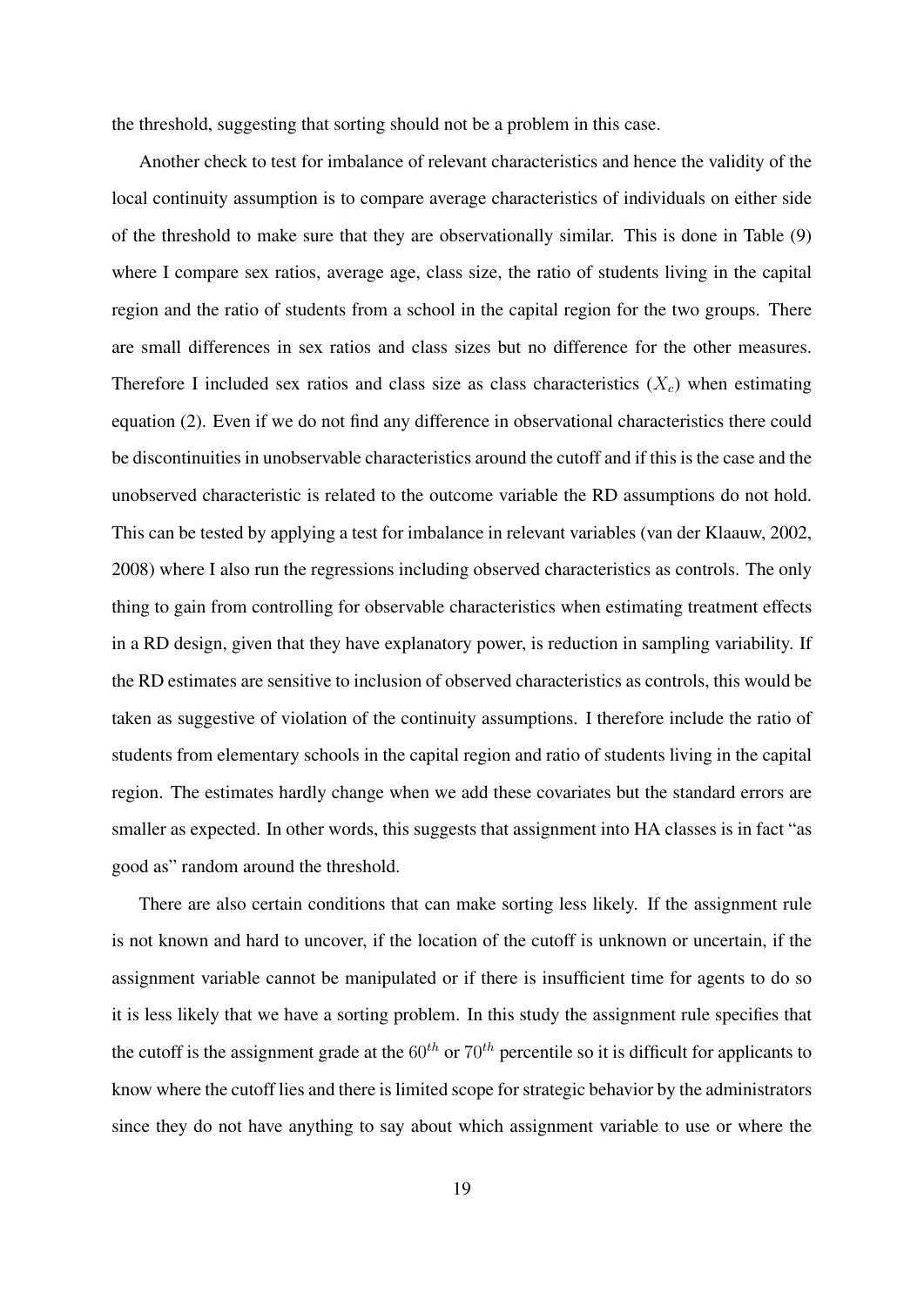the threshold, suggesting that sorting should not be a problem in this case.

Another check to test for imbalance of relevant characteristics and hence the validity of the local continuity assumption is to compare average characteristics of individuals on either side of the threshold to make sure that they are observationally similar. This is done in Table (9) where I compare sex ratios, average age, class size, the ratio of students living in the capital region and the ratio of students from a school in the capital region for the two groups. There are small differences in sex ratios and class sizes but no difference for the other measures. Therefore I included sex ratios and class size as class characteristics ($X_c$) when estimating equation (2). Even if we do not find any difference in observational characteristics there could be discontinuities in unobservable characteristics around the cutoff and if this is the case and the unobserved characteristic is related to the outcome variable the RD assumptions do not hold. This can be tested by applying a test for imbalance in relevant variables (van der Klaauw, 2002, 2008) where I also run the regressions including observed characteristics as controls. The only thing to gain from controlling for observable characteristics when estimating treatment effects in a RD design, given that they have explanatory power, is reduction in sampling variability. If the RD estimates are sensitive to inclusion of observed characteristics as controls, this would be taken as suggestive of violation of the continuity assumptions. I therefore include the ratio of students from elementary schools in the capital region and ratio of students living in the capital region. The estimates hardly change when we add these covariates but the standard errors are smaller as expected. In other words, this suggests that assignment into HA classes is in fact "as good as" random around the threshold.

There are also certain conditions that can make sorting less likely. If the assignment rule is not known and hard to uncover, if the location of the cutoff is unknown or uncertain, if the assignment variable cannot be manipulated or if there is insufficient time for agents to do so it is less likely that we have a sorting problem. In this study the assignment rule specifies that the cutoff is the assignment grade at the $60^{th}$ or $70^{th}$ percentile so it is difficult for applicants to know where the cutoff lies and there is limited scope for strategic behavior by the administrators since they do not have anything to say about which assignment variable to use or where the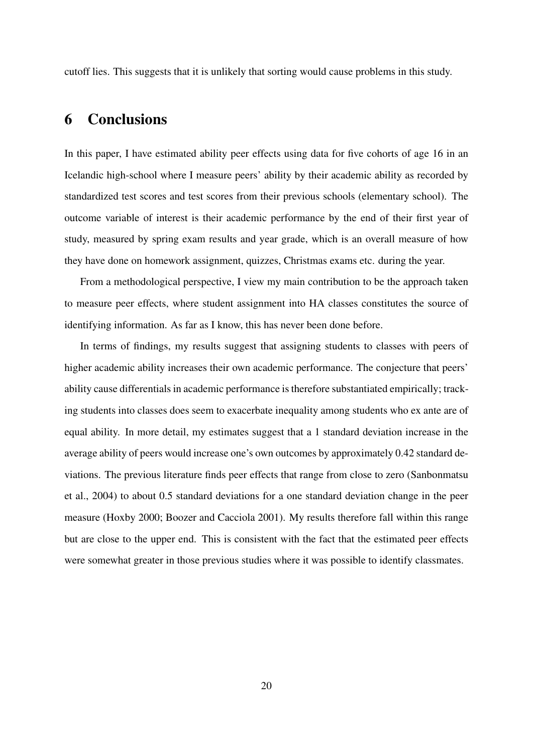cutoff lies. This suggests that it is unlikely that sorting would cause problems in this study.

# 6 Conclusions

In this paper, I have estimated ability peer effects using data for five cohorts of age 16 in an Icelandic high-school where I measure peers' ability by their academic ability as recorded by standardized test scores and test scores from their previous schools (elementary school). The outcome variable of interest is their academic performance by the end of their first year of study, measured by spring exam results and year grade, which is an overall measure of how they have done on homework assignment, quizzes, Christmas exams etc. during the year.

From a methodological perspective, I view my main contribution to be the approach taken to measure peer effects, where student assignment into HA classes constitutes the source of identifying information. As far as I know, this has never been done before.

In terms of findings, my results suggest that assigning students to classes with peers of higher academic ability increases their own academic performance. The conjecture that peers' ability cause differentials in academic performance is therefore substantiated empirically; tracking students into classes does seem to exacerbate inequality among students who ex ante are of equal ability. In more detail, my estimates suggest that a 1 standard deviation increase in the average ability of peers would increase one's own outcomes by approximately 0.42 standard deviations. The previous literature finds peer effects that range from close to zero (Sanbonmatsu et al., 2004) to about 0.5 standard deviations for a one standard deviation change in the peer measure (Hoxby 2000; Boozer and Cacciola 2001). My results therefore fall within this range but are close to the upper end. This is consistent with the fact that the estimated peer effects were somewhat greater in those previous studies where it was possible to identify classmates.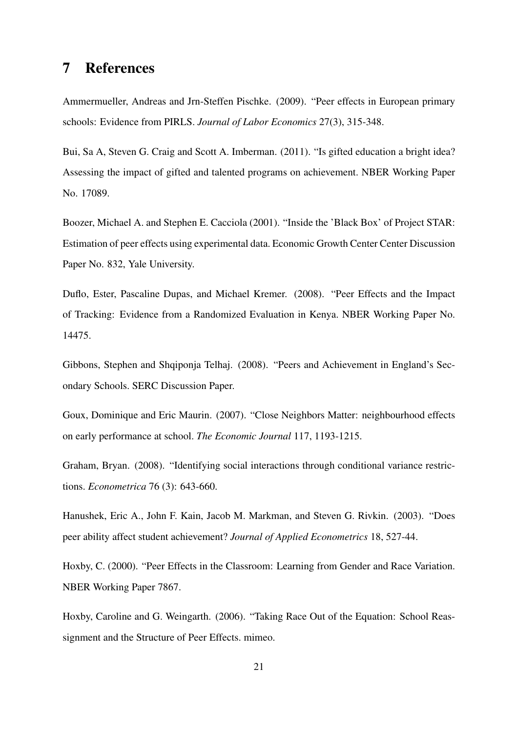# 7 References

Ammermueller, Andreas and Jrn-Steffen Pischke. (2009). "Peer effects in European primary schools: Evidence from PIRLS. *Journal of Labor Economics* 27(3), 315-348.

Bui, Sa A, Steven G. Craig and Scott A. Imberman. (2011). "Is gifted education a bright idea? Assessing the impact of gifted and talented programs on achievement. NBER Working Paper No. 17089.

Boozer, Michael A. and Stephen E. Cacciola (2001). "Inside the 'Black Box' of Project STAR: Estimation of peer effects using experimental data. Economic Growth Center Center Discussion Paper No. 832, Yale University.

Duflo, Ester, Pascaline Dupas, and Michael Kremer. (2008). "Peer Effects and the Impact of Tracking: Evidence from a Randomized Evaluation in Kenya. NBER Working Paper No. 14475.

Gibbons, Stephen and Shqiponja Telhaj. (2008). "Peers and Achievement in England's Secondary Schools. SERC Discussion Paper.

Goux, Dominique and Eric Maurin. (2007). "Close Neighbors Matter: neighbourhood effects on early performance at school. *The Economic Journal* 117, 1193-1215.

Graham, Bryan. (2008). "Identifying social interactions through conditional variance restrictions. *Econometrica* 76 (3): 643-660.

Hanushek, Eric A., John F. Kain, Jacob M. Markman, and Steven G. Rivkin. (2003). "Does peer ability affect student achievement? *Journal of Applied Econometrics* 18, 527-44.

Hoxby, C. (2000). "Peer Effects in the Classroom: Learning from Gender and Race Variation. NBER Working Paper 7867.

Hoxby, Caroline and G. Weingarth. (2006). "Taking Race Out of the Equation: School Reassignment and the Structure of Peer Effects. mimeo.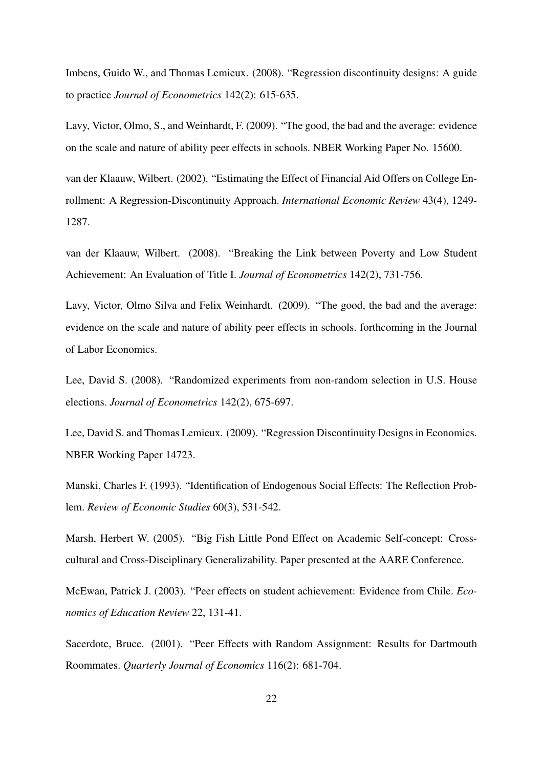Imbens, Guido W., and Thomas Lemieux. (2008). "Regression discontinuity designs: A guide to practice *Journal of Econometrics* 142(2): 615-635.

Lavy, Victor, Olmo, S., and Weinhardt, F. (2009). "The good, the bad and the average: evidence on the scale and nature of ability peer effects in schools. NBER Working Paper No. 15600.

van der Klaauw, Wilbert. (2002). "Estimating the Effect of Financial Aid Offers on College Enrollment: A Regression-Discontinuity Approach. *International Economic Review* 43(4), 1249-1287.

van der Klaauw, Wilbert. (2008). "Breaking the Link between Poverty and Low Student Achievement: An Evaluation of Title I. *Journal of Econometrics* 142(2), 731-756.

Lavy, Victor, Olmo Silva and Felix Weinhardt. (2009). "The good, the bad and the average: evidence on the scale and nature of ability peer effects in schools. forthcoming in the Journal of Labor Economics.

Lee, David S. (2008). "Randomized experiments from non-random selection in U.S. House elections. *Journal of Econometrics* 142(2), 675-697.

Lee, David S. and Thomas Lemieux. (2009). "Regression Discontinuity Designs in Economics. NBER Working Paper 14723.

Manski, Charles F. (1993). "Identification of Endogenous Social Effects: The Reflection Problem. *Review of Economic Studies* 60(3), 531-542.

Marsh, Herbert W. (2005). "Big Fish Little Pond Effect on Academic Self-concept: Cross-cultural and Cross-Disciplinary Generalizability. Paper presented at the AARE Conference.

McEwan, Patrick J. (2003). "Peer effects on student achievement: Evidence from Chile. *Economics of Education Review* 22, 131-41.

Sacerdote, Bruce. (2001). "Peer Effects with Random Assignment: Results for Dartmouth Roommates. *Quarterly Journal of Economics* 116(2): 681-704.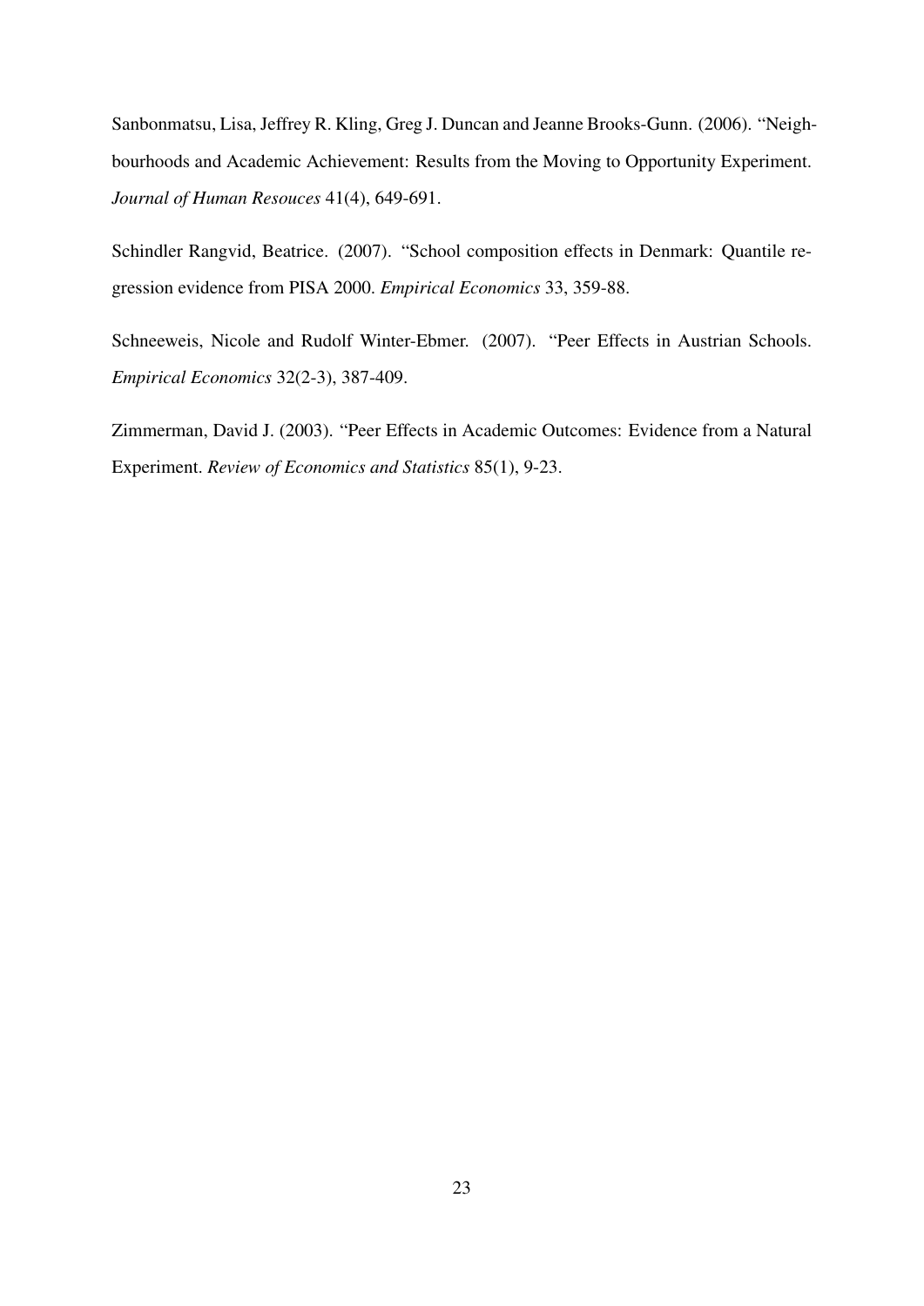Sanbonmatsu, Lisa, Jeffrey R. Kling, Greg J. Duncan and Jeanne Brooks-Gunn. (2006). "Neighbourhoods and Academic Achievement: Results from the Moving to Opportunity Experiment. *Journal of Human Resouces* 41(4), 649-691.

Schindler Rangvid, Beatrice. (2007). "School composition effects in Denmark: Quantile regression evidence from PISA 2000. *Empirical Economics* 33, 359-88.

Schneeweis, Nicole and Rudolf Winter-Ebmer. (2007). "Peer Effects in Austrian Schools. *Empirical Economics* 32(2-3), 387-409.

Zimmerman, David J. (2003). "Peer Effects in Academic Outcomes: Evidence from a Natural Experiment. *Review of Economics and Statistics* 85(1), 9-23.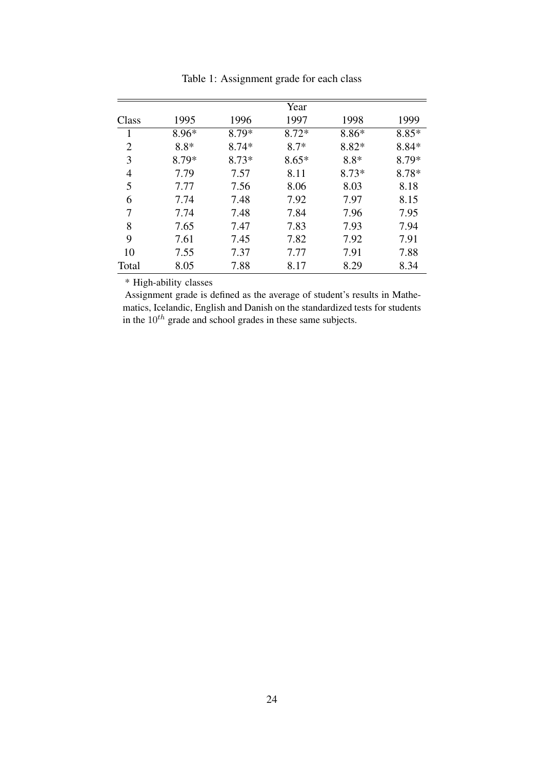Table 1: Assignment grade for each class

| | Year | | | | |
|---|---|---|---|---|---|
| Class | 1995 | 1996 | 1997 | 1998 | 1999 |
| 1 | 8.96* | 8.79* | 8.72* | 8.86* | 8.85* |
| 2 | 8.8* | 8.74* | 8.7* | 8.82* | 8.84* |
| 3 | 8.79* | 8.73* | 8.65* | 8.8* | 8.79* |
| 4 | 7.79 | 7.57 | 8.11 | 8.73* | 8.78* |
| 5 | 7.77 | 7.56 | 8.06 | 8.03 | 8.18 |
| 6 | 7.74 | 7.48 | 7.92 | 7.97 | 8.15 |
| 7 | 7.74 | 7.48 | 7.84 | 7.96 | 7.95 |
| 8 | 7.65 | 7.47 | 7.83 | 7.93 | 7.94 |
| 9 | 7.61 | 7.45 | 7.82 | 7.92 | 7.91 |
| 10 | 7.55 | 7.37 | 7.77 | 7.91 | 7.88 |
| Total | 8.05 | 7.88 | 8.17 | 8.29 | 8.34 |

* High-ability classes

Assignment grade is defined as the average of student's results in Mathematics, Icelandic, English and Danish on the standardized tests for students in the $10^{th}$ grade and school grades in these same subjects.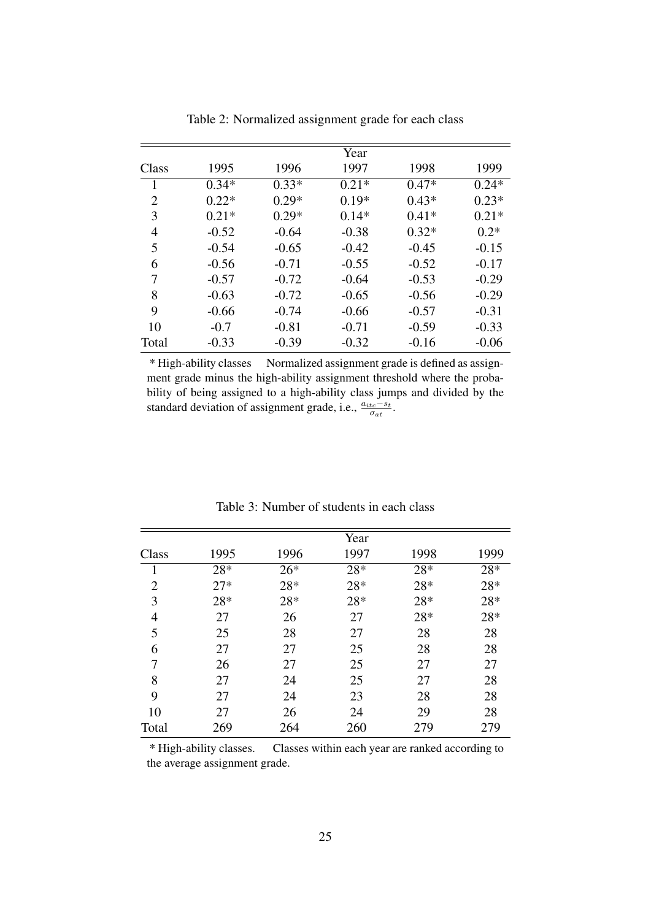Table 2: Normalized assignment grade for each class

| | Year | | | | |
|---|---|---|---|---|---|
| Class | 1995 | 1996 | 1997 | 1998 | 1999 |
| 1 | 0.34* | 0.33* | 0.21* | 0.47* | 0.24* |
| 2 | 0.22* | 0.29* | 0.19* | 0.43* | 0.23* |
| 3 | 0.21* | 0.29* | 0.14* | 0.41* | 0.21* |
| 4 | -0.52 | -0.64 | -0.38 | 0.32* | 0.2* |
| 5 | -0.54 | -0.65 | -0.42 | -0.45 | -0.15 |
| 6 | -0.56 | -0.71 | -0.55 | -0.52 | -0.17 |
| 7 | -0.57 | -0.72 | -0.64 | -0.53 | -0.29 |
| 8 | -0.63 | -0.72 | -0.65 | -0.56 | -0.29 |
| 9 | -0.66 | -0.74 | -0.66 | -0.57 | -0.31 |
| 10 | -0.7 | -0.81 | -0.71 | -0.59 | -0.33 |
| Total | -0.33 | -0.39 | -0.32 | -0.16 | -0.06 |

* High-ability classes   Normalized assignment grade is defined as assignment grade minus the high-ability assignment threshold where the probability of being assigned to a high-ability class jumps and divided by the standard deviation of assignment grade, i.e., $\frac{a_{itc}-s_t}{\sigma_{at}}$.

Table 3: Number of students in each class

| | Year | | | | |
|---|---|---|---|---|---|
| Class | 1995 | 1996 | 1997 | 1998 | 1999 |
| 1 | 28* | 26* | 28* | 28* | 28* |
| 2 | 27* | 28* | 28* | 28* | 28* |
| 3 | 28* | 28* | 28* | 28* | 28* |
| 4 | 27 | 26 | 27 | 28* | 28* |
| 5 | 25 | 28 | 27 | 28 | 28 |
| 6 | 27 | 27 | 25 | 28 | 28 |
| 7 | 26 | 27 | 25 | 27 | 27 |
| 8 | 27 | 24 | 25 | 27 | 28 |
| 9 | 27 | 24 | 23 | 28 | 28 |
| 10 | 27 | 26 | 24 | 29 | 28 |
| Total | 269 | 264 | 260 | 279 | 279 |

* High-ability classes.   Classes within each year are ranked according to the average assignment grade.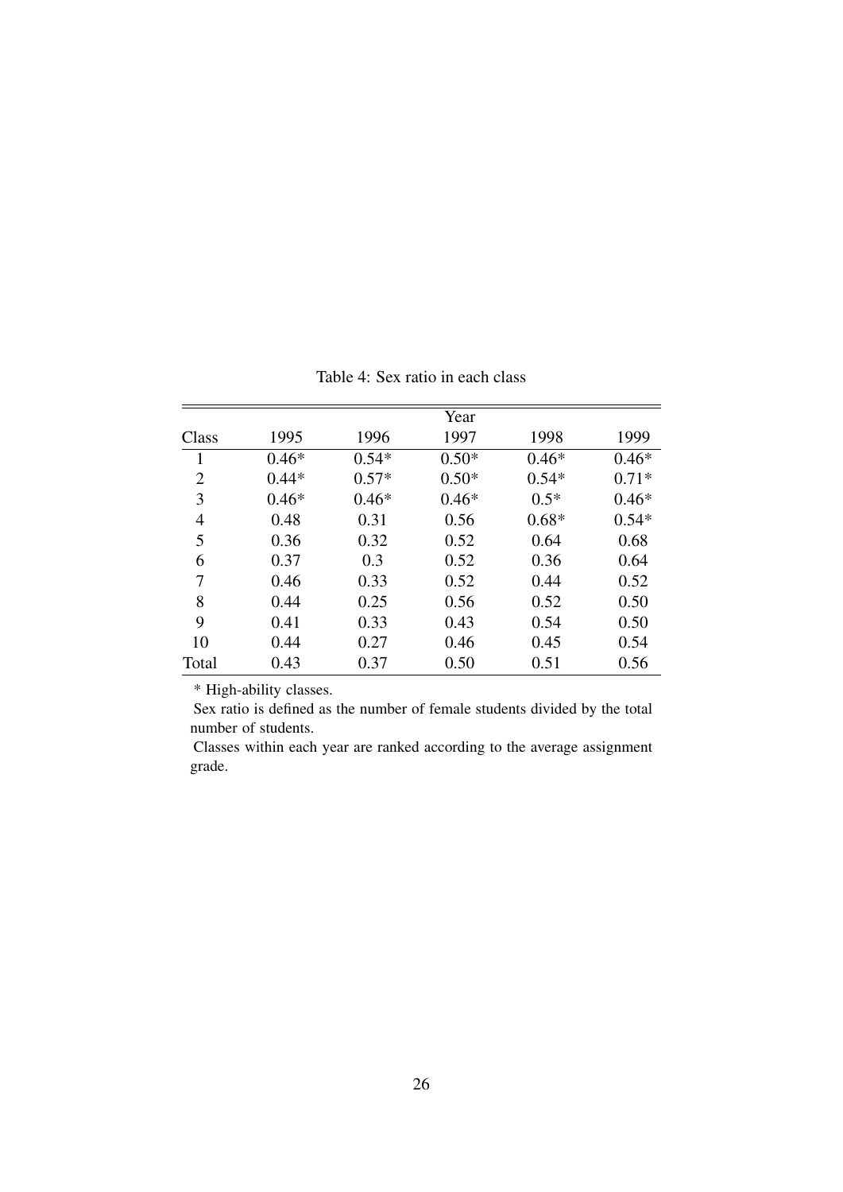Table 4: Sex ratio in each class

| | Year | | | | |
|---|---|---|---|---|---|
| Class | 1995 | 1996 | 1997 | 1998 | 1999 |
| 1 | 0.46* | 0.54* | 0.50* | 0.46* | 0.46* |
| 2 | 0.44* | 0.57* | 0.50* | 0.54* | 0.71* |
| 3 | 0.46* | 0.46* | 0.46* | 0.5* | 0.46* |
| 4 | 0.48 | 0.31 | 0.56 | 0.68* | 0.54* |
| 5 | 0.36 | 0.32 | 0.52 | 0.64 | 0.68 |
| 6 | 0.37 | 0.3 | 0.52 | 0.36 | 0.64 |
| 7 | 0.46 | 0.33 | 0.52 | 0.44 | 0.52 |
| 8 | 0.44 | 0.25 | 0.56 | 0.52 | 0.50 |
| 9 | 0.41 | 0.33 | 0.43 | 0.54 | 0.50 |
| 10 | 0.44 | 0.27 | 0.46 | 0.45 | 0.54 |
| Total | 0.43 | 0.37 | 0.50 | 0.51 | 0.56 |

* High-ability classes.

Sex ratio is defined as the number of female students divided by the total number of students.

Classes within each year are ranked according to the average assignment grade.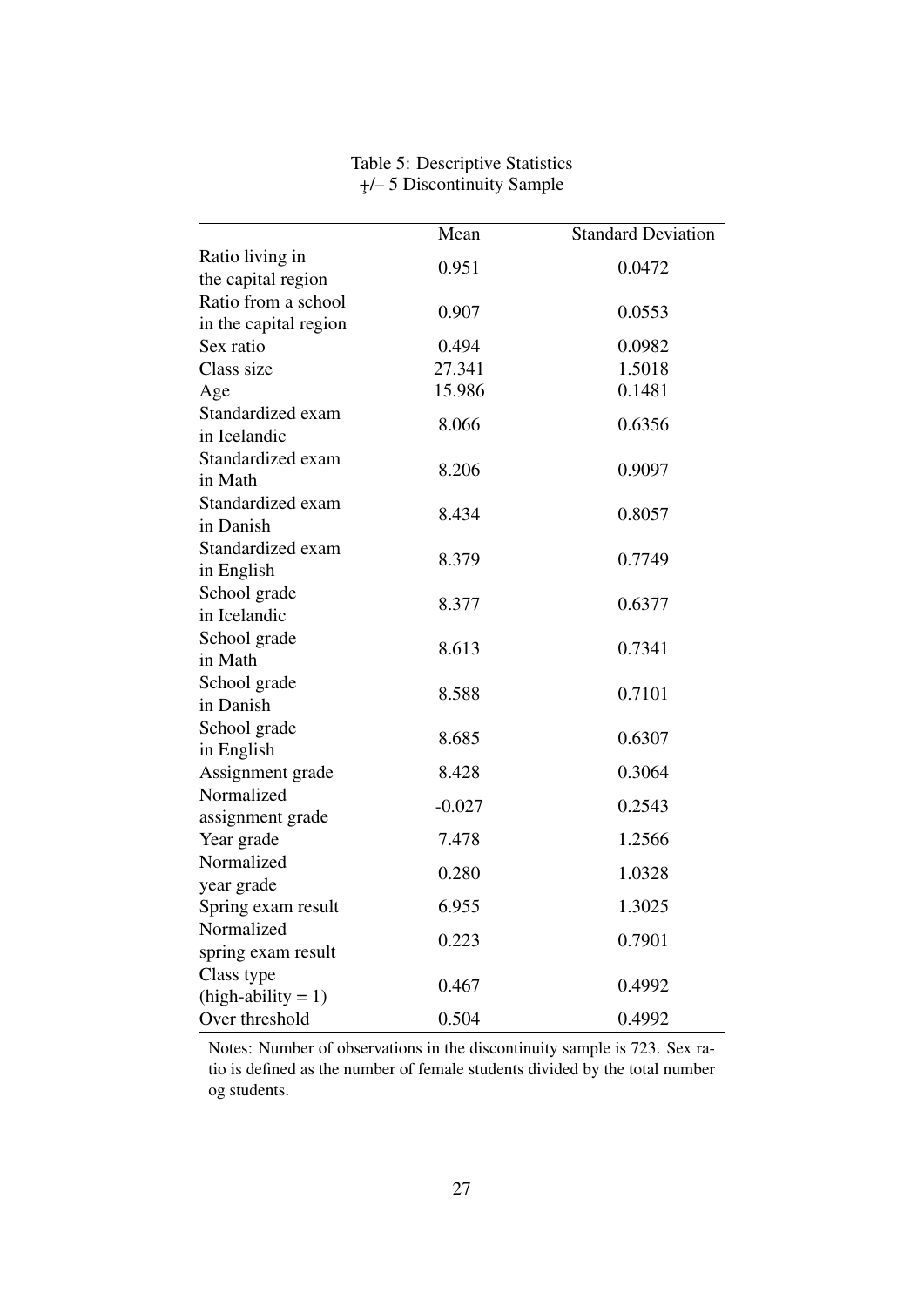Table 5: Descriptive Statistics
+/– 5 Discontinuity Sample

| | Mean | Standard Deviation |
|---|---|---|
| Ratio living in the capital region | 0.951 | 0.0472 |
| Ratio from a school in the capital region | 0.907 | 0.0553 |
| Sex ratio | 0.494 | 0.0982 |
| Class size | 27.341 | 1.5018 |
| Age | 15.986 | 0.1481 |
| Standardized exam in Icelandic | 8.066 | 0.6356 |
| Standardized exam in Math | 8.206 | 0.9097 |
| Standardized exam in Danish | 8.434 | 0.8057 |
| Standardized exam in English | 8.379 | 0.7749 |
| School grade in Icelandic | 8.377 | 0.6377 |
| School grade in Math | 8.613 | 0.7341 |
| School grade in Danish | 8.588 | 0.7101 |
| School grade in English | 8.685 | 0.6307 |
| Assignment grade | 8.428 | 0.3064 |
| Normalized assignment grade | -0.027 | 0.2543 |
| Year grade | 7.478 | 1.2566 |
| Normalized year grade | 0.280 | 1.0328 |
| Spring exam result | 6.955 | 1.3025 |
| Normalized spring exam result | 0.223 | 0.7901 |
| Class type (high-ability = 1) | 0.467 | 0.4992 |
| Over threshold | 0.504 | 0.4992 |

Notes: Number of observations in the discontinuity sample is 723. Sex ratio is defined as the number of female students divided by the total number og students.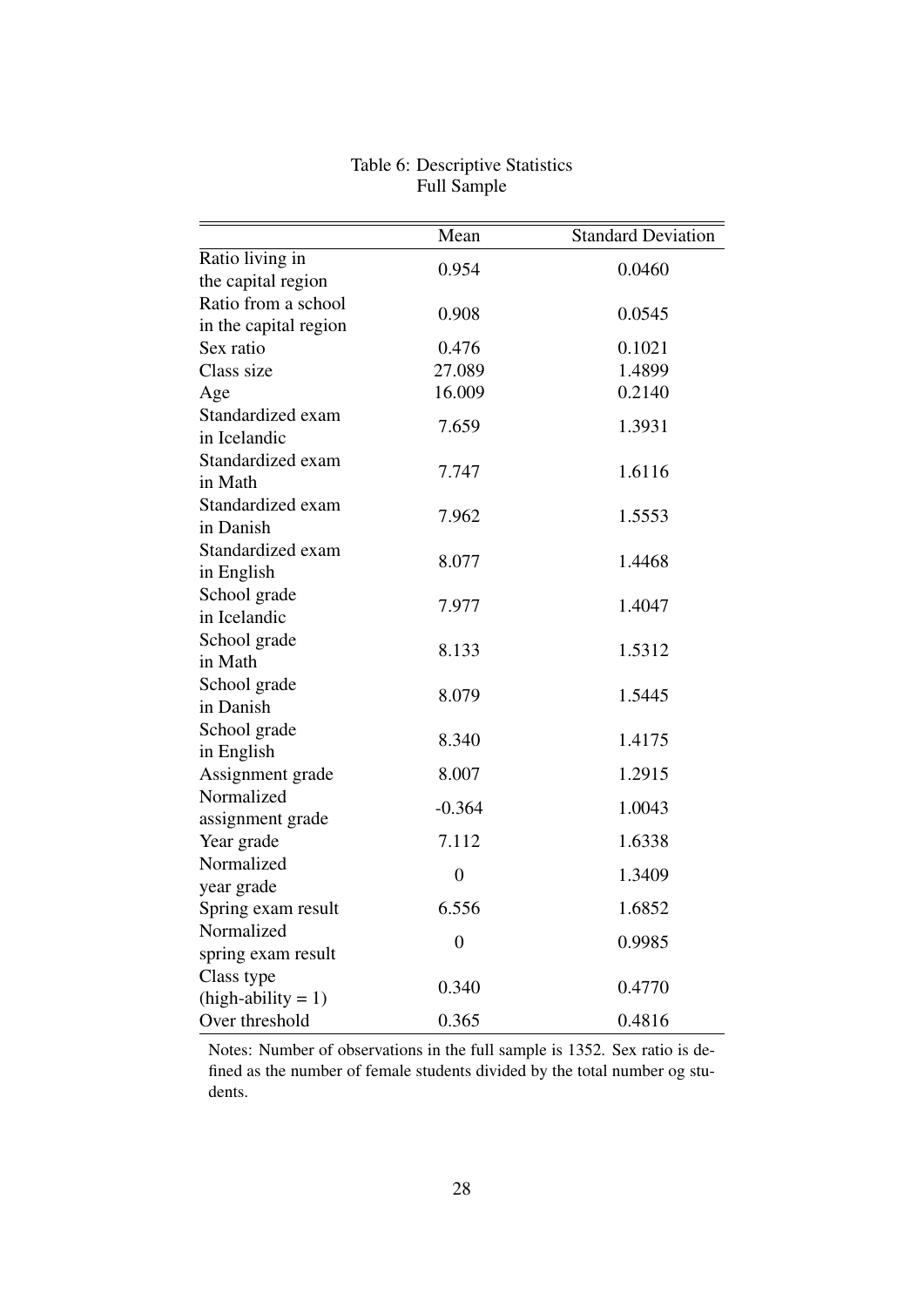Table 6: Descriptive Statistics
Full Sample

| | Mean | Standard Deviation |
|---|---|---|
| Ratio living in the capital region | 0.954 | 0.0460 |
| Ratio from a school in the capital region | 0.908 | 0.0545 |
| Sex ratio | 0.476 | 0.1021 |
| Class size | 27.089 | 1.4899 |
| Age | 16.009 | 0.2140 |
| Standardized exam in Icelandic | 7.659 | 1.3931 |
| Standardized exam in Math | 7.747 | 1.6116 |
| Standardized exam in Danish | 7.962 | 1.5553 |
| Standardized exam in English | 8.077 | 1.4468 |
| School grade in Icelandic | 7.977 | 1.4047 |
| School grade in Math | 8.133 | 1.5312 |
| School grade in Danish | 8.079 | 1.5445 |
| School grade in English | 8.340 | 1.4175 |
| Assignment grade | 8.007 | 1.2915 |
| Normalized assignment grade | -0.364 | 1.0043 |
| Year grade | 7.112 | 1.6338 |
| Normalized year grade | 0 | 1.3409 |
| Spring exam result | 6.556 | 1.6852 |
| Normalized spring exam result | 0 | 0.9985 |
| Class type (high-ability = 1) | 0.340 | 0.4770 |
| Over threshold | 0.365 | 0.4816 |

Notes: Number of observations in the full sample is 1352. Sex ratio is defined as the number of female students divided by the total number og students.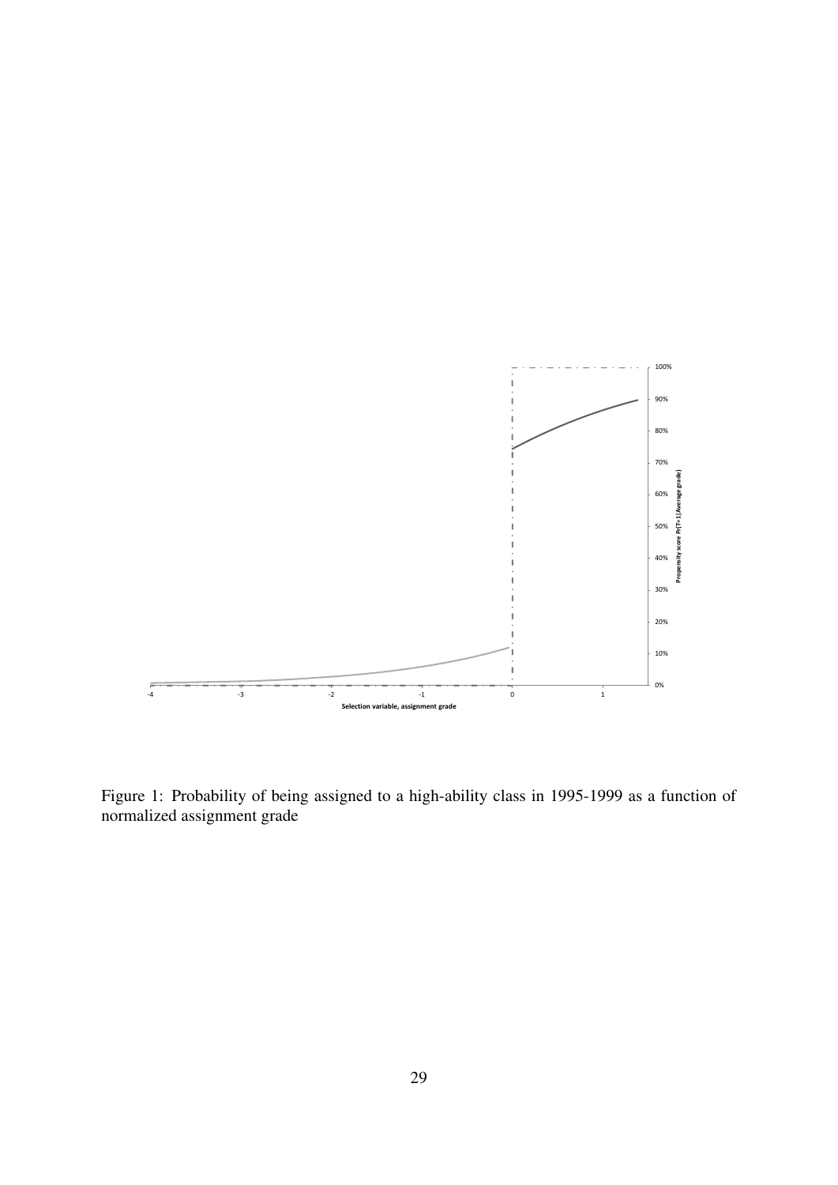Figure 1: Probability of being assigned to a high-ability class in 1995-1999 as a function of normalized assignment grade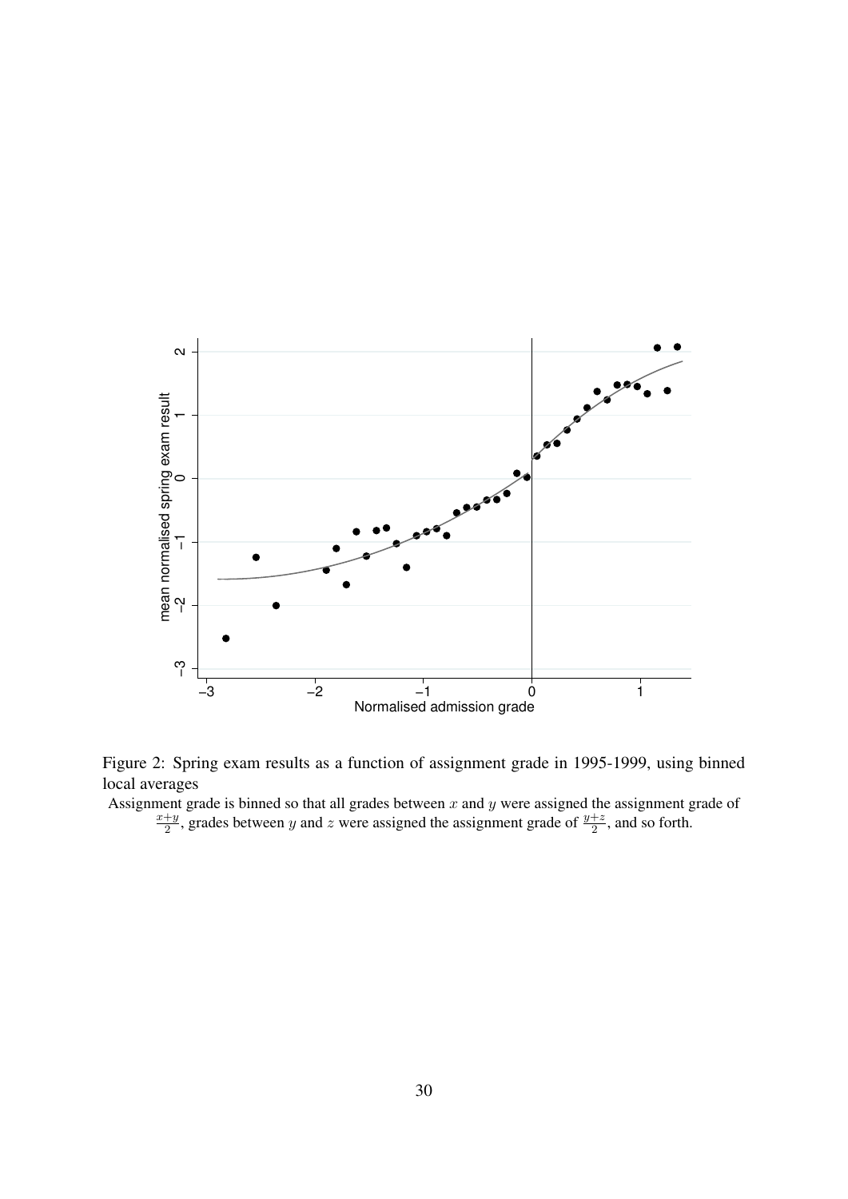Figure 2: Spring exam results as a function of assignment grade in 1995-1999, using binned local averages

Assignment grade is binned so that all grades between $x$ and $y$ were assigned the assignment grade of $\frac{x+y}{2}$, grades between $y$ and $z$ were assigned the assignment grade of $\frac{y+z}{2}$, and so forth.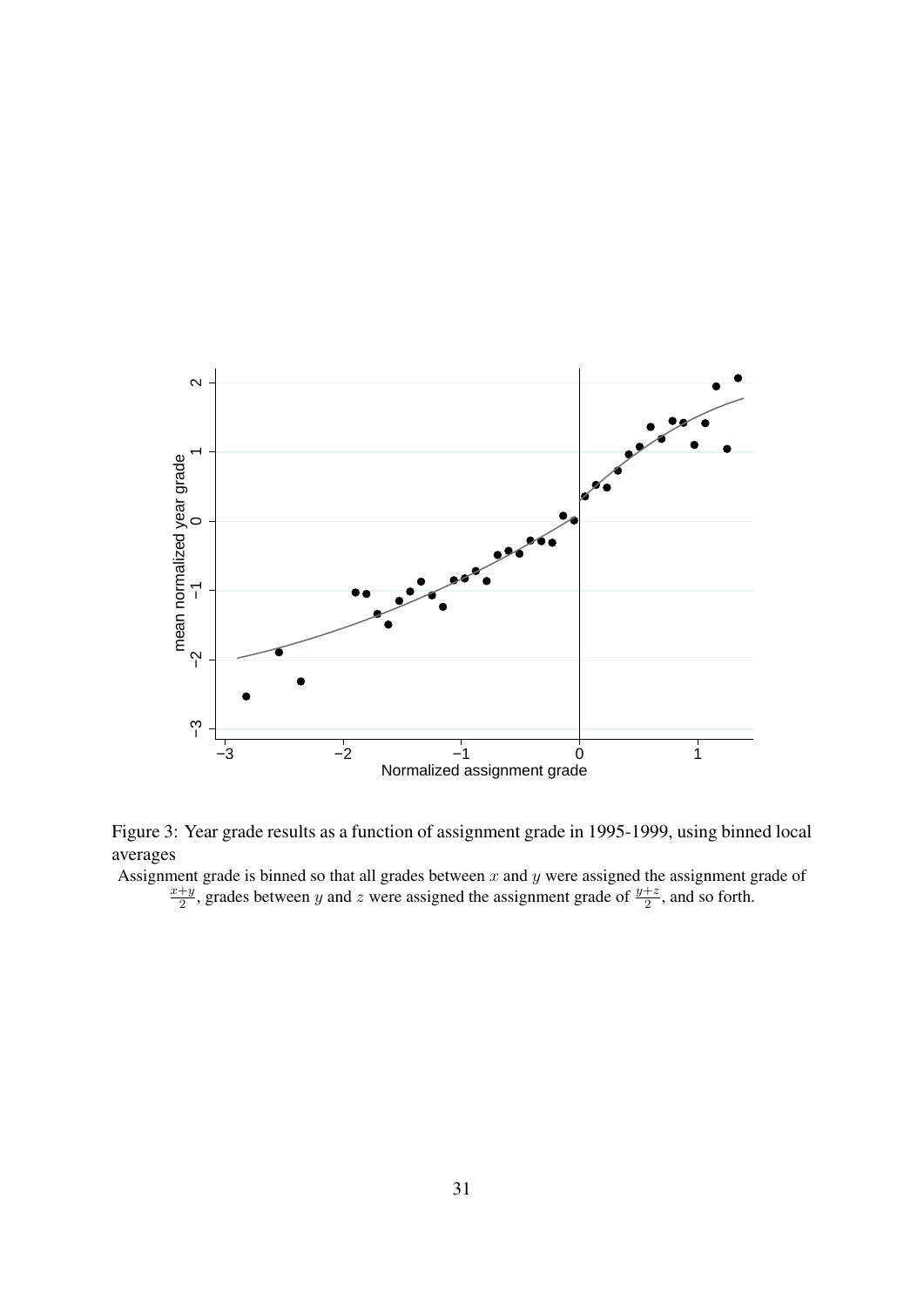Figure 3: Year grade results as a function of assignment grade in 1995-1999, using binned local averages

Assignment grade is binned so that all grades between $x$ and $y$ were assigned the assignment grade of $\frac{x+y}{2}$, grades between $y$ and $z$ were assigned the assignment grade of $\frac{y+z}{2}$, and so forth.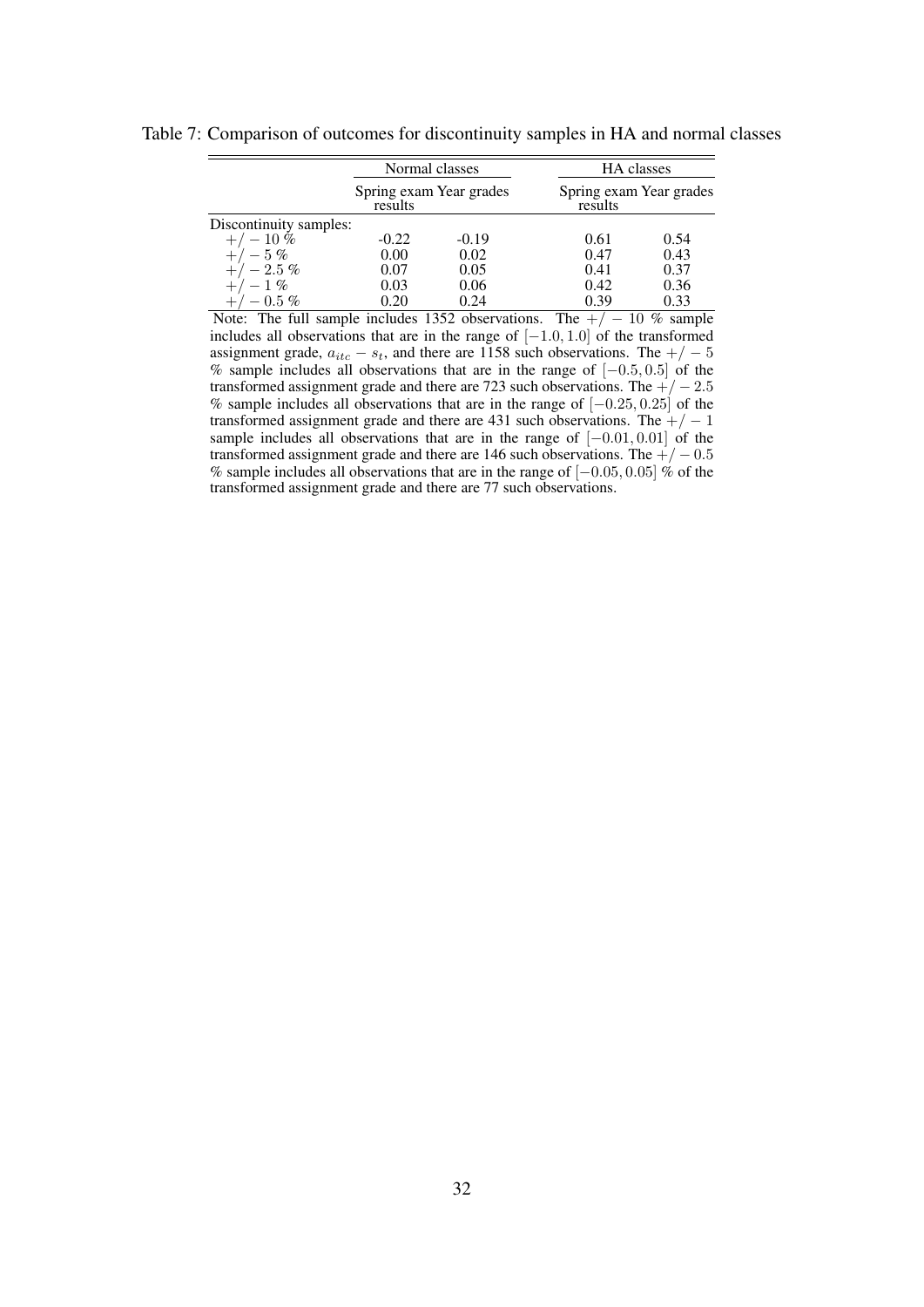Table 7: Comparison of outcomes for discontinuity samples in HA and normal classes

| | Normal classes | | HA classes | |
|---|---|---|---|---|
| | Spring exam results | Year grades | Spring exam results | Year grades |
| Discontinuity samples: | | | | |
| $+/-10$ % | -0.22 | -0.19 | 0.61 | 0.54 |
| $+/-5$ % | 0.00 | 0.02 | 0.47 | 0.43 |
| $+/-2.5$ % | 0.07 | 0.05 | 0.41 | 0.37 |
| $+/-1$ % | 0.03 | 0.06 | 0.42 | 0.36 |
| $+/-0.5$ % | 0.20 | 0.24 | 0.39 | 0.33 |

Note: The full sample includes 1352 observations. The $+/-10$ % sample includes all observations that are in the range of $[-1.0, 1.0]$ of the transformed assignment grade, $a_{itc} - s_t$, and there are 1158 such observations. The $+/-5$ % sample includes all observations that are in the range of $[-0.5, 0.5]$ of the transformed assignment grade and there are 723 such observations. The $+/-2.5$ % sample includes all observations that are in the range of $[-0.25, 0.25]$ of the transformed assignment grade and there are 431 such observations. The $+/-1$ sample includes all observations that are in the range of $[-0.01, 0.01]$ of the transformed assignment grade and there are 146 such observations. The $+/-0.5$ % sample includes all observations that are in the range of $[-0.05, 0.05]$ % of the transformed assignment grade and there are 77 such observations.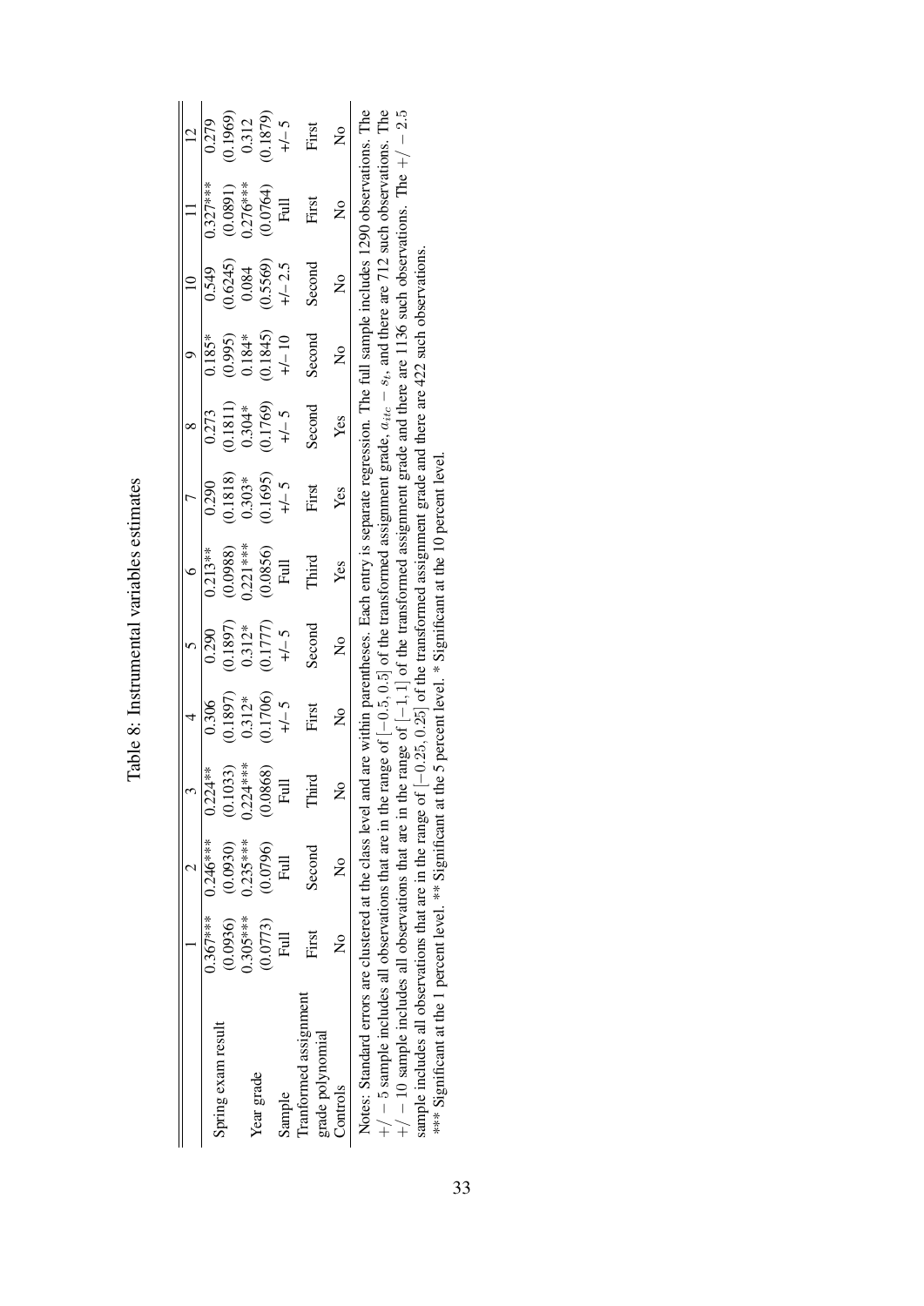# Table 8: Instrumental variables estimates

|  | 1 | 2 | 3 | 4 | 5 | 6 | 7 | 8 | 9 | 10 | 11 | 12 |
|---|---|---|---|---|---|---|---|---|---|---|---|---|
| Spring exam result | 0.367*** | 0.246*** | 0.224** | 0.306 | 0.290 | 0.213** | 0.290 | 0.273 | 0.185* | 0.549 | 0.327*** | 0.279 |
|  | (0.0936) | (0.0930) | (0.1033) | (0.1897) | (0.1897) | (0.0988) | (0.1818) | (0.1811) | (0.995) | (0.6245) | (0.0891) | (0.1969) |
| Year grade | 0.305*** | 0.235*** | 0.224*** | 0.312* | 0.312* | 0.221*** | 0.303* | 0.304* | 0.184* | 0.084 | 0.276*** | 0.312 |
|  | (0.0773) | (0.0796) | (0.0868) | (0.1706) | (0.1777) | (0.0856) | (0.1695) | (0.1769) | (0.1845) | (0.5569) | (0.0764) | (0.1879) |
| Sample | Full | Full | Full | +/– 5 | +/– 5 | Full | +/– 5 | +/– 5 | +/– 10 | +/– 2.5 | Full | +/– 5 |
| Tranformed assignment grade polynomial | First | Second | Third | First | Second | Third | First | Second | Second | Second | First | First |
| Controls | No | No | No | No | No | Yes | Yes | Yes | No | No | No | No |

Notes: Standard errors are clustered at the class level and are within parentheses. Each entry is separate regression. The full sample includes 1290 observations. The $+/-5$ sample includes all observations that are in the range of $[-0.5, 0.5]$ of the transformed assignment grade, $a_{itc} - s_t$, and there are 712 such observations. The $+/-10$ sample includes all observations that are in the range of $[-1, 1]$ of the transformed assignment grade and there are 1136 such observations. The $+/-2.5$ sample includes all observations that are in the range of $[-0.25, 0.25]$ of the transformed assignment grade and there are 422 such observations.
*** Significant at the 1 percent level. ** Significant at the 5 percent level. * Significant at the 10 percent level.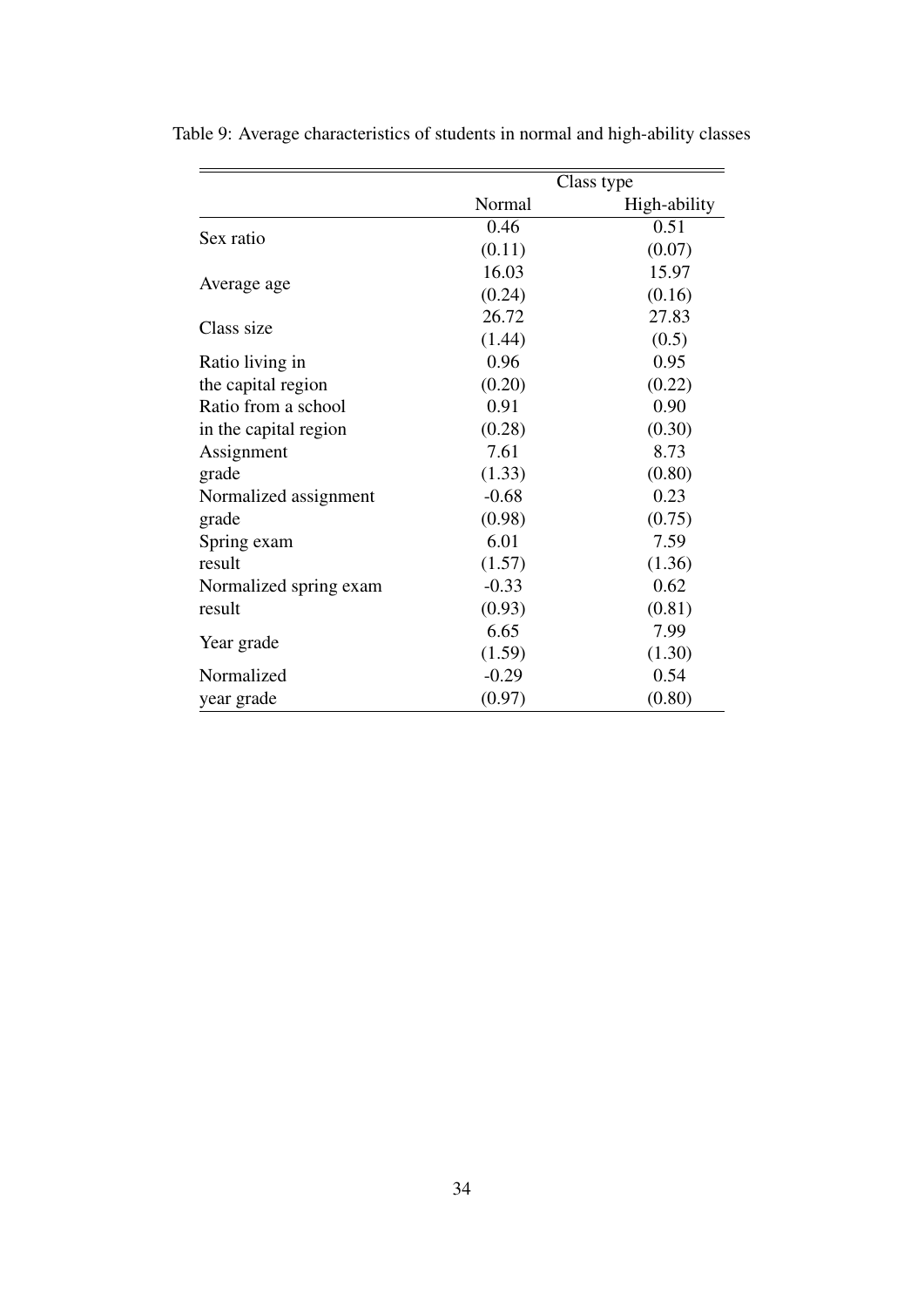Table 9: Average characteristics of students in normal and high-ability classes

| | Class type | |
|---|---|---|
| | Normal | High-ability |
| Sex ratio | 0.46 | 0.51 |
| | (0.11) | (0.07) |
| Average age | 16.03 | 15.97 |
| | (0.24) | (0.16) |
| Class size | 26.72 | 27.83 |
| | (1.44) | (0.5) |
| Ratio living in the capital region | 0.96 | 0.95 |
| | (0.20) | (0.22) |
| Ratio from a school in the capital region | 0.91 | 0.90 |
| | (0.28) | (0.30) |
| Assignment grade | 7.61 | 8.73 |
| | (1.33) | (0.80) |
| Normalized assignment grade | -0.68 | 0.23 |
| | (0.98) | (0.75) |
| Spring exam result | 6.01 | 7.59 |
| | (1.57) | (1.36) |
| Normalized spring exam result | -0.33 | 0.62 |
| | (0.93) | (0.81) |
| Year grade | 6.65 | 7.99 |
| | (1.59) | (1.30) |
| Normalized year grade | -0.29 | 0.54 |
| | (0.97) | (0.80) |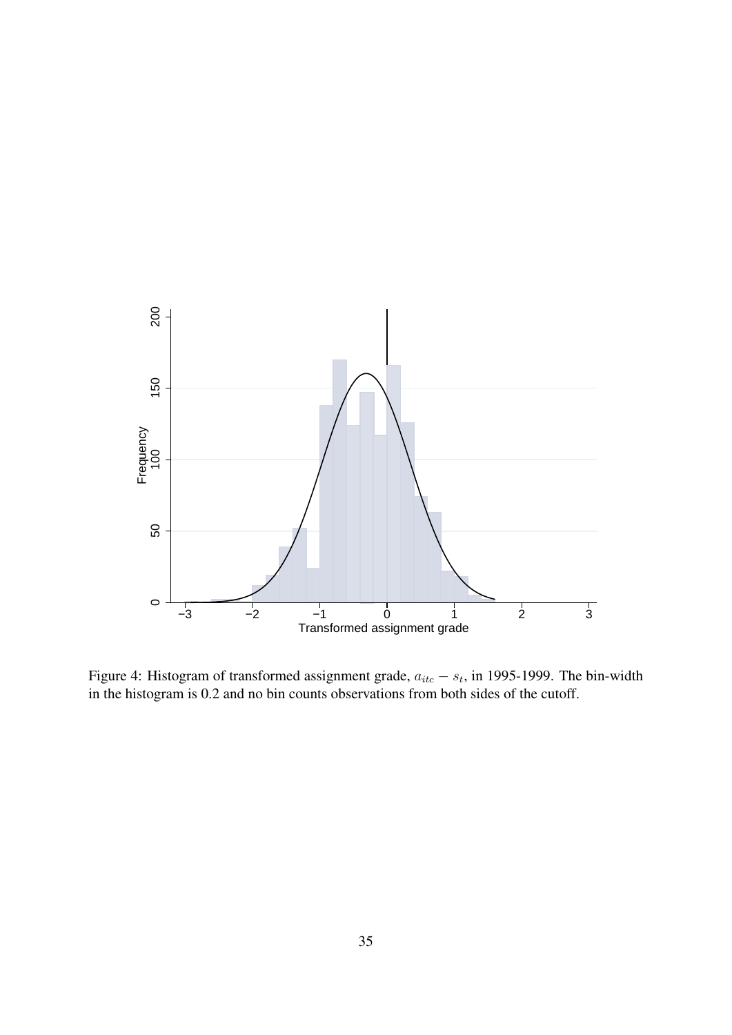Frequency

0

50

100

150

200

−3

−2

−1

0

1

2

3

Transformed assignment grade

Figure 4: Histogram of transformed assignment grade, $a_{itc} - s_t$, in 1995-1999. The bin-width in the histogram is 0.2 and no bin counts observations from both sides of the cutoff.